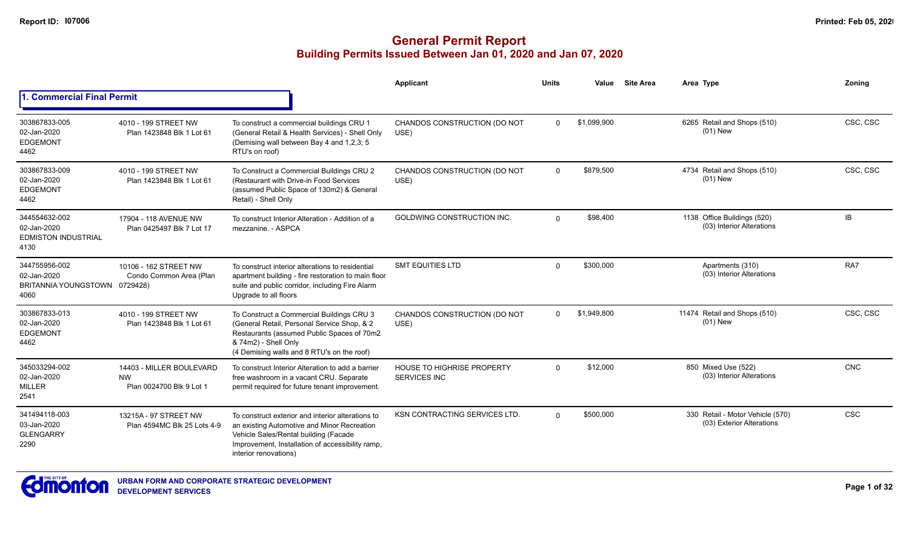# General Permit Report

## Building Permits Issued Between Jan 01, 2020 and Jan 07, 2020

### 1. Commercial Final Permit

| | | | Applicant | Units | Value | Site Area | Area Type | Zoning |
|---|---|---|---|---|---|---|---|---|
| 303867833-005<br>02-Jan-2020<br>EDGEMONT<br>4462 | 4010 - 199 STREET NW<br>Plan 1423848 Blk 1 Lot 61 | To construct a commercial buildings CRU 1 (General Retail & Health Services) - Shell Only (Demising wall between Bay 4 and 1,2,3; 5 RTU's on roof) | CHANDOS CONSTRUCTION (DO NOT USE) | 0 | $1,099,900 | | 6265 Retail and Shops (510)<br>(01) New | CSC, CSC |
| 303867833-009<br>02-Jan-2020<br>EDGEMONT<br>4462 | 4010 - 199 STREET NW<br>Plan 1423848 Blk 1 Lot 61 | To Construct a Commercial Buildings CRU 2 (Restaurant with Drive-in Food Services (assumed Public Space of 130m2) & General Retail) - Shell Only | CHANDOS CONSTRUCTION (DO NOT USE) | 0 | $879,500 | | 4734 Retail and Shops (510)<br>(01) New | CSC, CSC |
| 344554632-002<br>02-Jan-2020<br>EDMISTON INDUSTRIAL<br>4130 | 17904 - 118 AVENUE NW<br>Plan 0425497 Blk 7 Lot 17 | To construct Interior Alteration - Addition of a mezzanine. - ASPCA | GOLDWING CONSTRUCTION INC. | 0 | $98,400 | | 1138 Office Buildings (520)<br>(03) Interior Alterations | IB |
| 344755956-002<br>02-Jan-2020<br>BRITANNIA YOUNGSTOWN<br>4060 | 10106 - 162 STREET NW<br>Condo Common Area (Plan 0729428) | To construct interior alterations to residential apartment building - fire restoration to main floor suite and public corridor, including Fire Alarm Upgrade to all floors | SMT EQUITIES LTD | 0 | $300,000 | | Apartments (310)<br>(03) Interior Alterations | RA7 |
| 303867833-013<br>02-Jan-2020<br>EDGEMONT<br>4462 | 4010 - 199 STREET NW<br>Plan 1423848 Blk 1 Lot 61 | To Construct a Commercial Buildings CRU 3 (General Retail, Personal Service Shop, & 2 Restaurants (assumed Public Spaces of 70m2 & 74m2) - Shell Only (4 Demising walls and 8 RTU's on the roof) | CHANDOS CONSTRUCTION (DO NOT USE) | 0 | $1,949,800 | | 11474 Retail and Shops (510)<br>(01) New | CSC, CSC |
| 345033294-002<br>02-Jan-2020<br>MILLER<br>2541 | 14403 - MILLER BOULEVARD NW<br>Plan 0024700 Blk 9 Lot 1 | To construct Interior Alteration to add a barrier free washroom in a vacant CRU. Separate permit required for future tenant improvement. | HOUSE TO HIGHRISE PROPERTY SERVICES INC | 0 | $12,000 | | 850 Mixed Use (522)<br>(03) Interior Alterations | CNC |
| 341494118-003<br>03-Jan-2020<br>GLENGARRY<br>2290 | 13215A - 97 STREET NW<br>Plan 4594MC Blk 25 Lots 4-9 | To construct exterior and interior alterations to an existing Automotive and Minor Recreation Vehicle Sales/Rental building (Facade Improvement, Installation of accessibility ramp, interior renovations) | KSN CONTRACTING SERVICES LTD. | 0 | $500,000 | | 330 Retail - Motor Vehicle (570)<br>(03) Exterior Alterations | CSC |

URBAN FORM AND CORPORATE STRATEGIC DEVELOPMENT
DEVELOPMENT SERVICES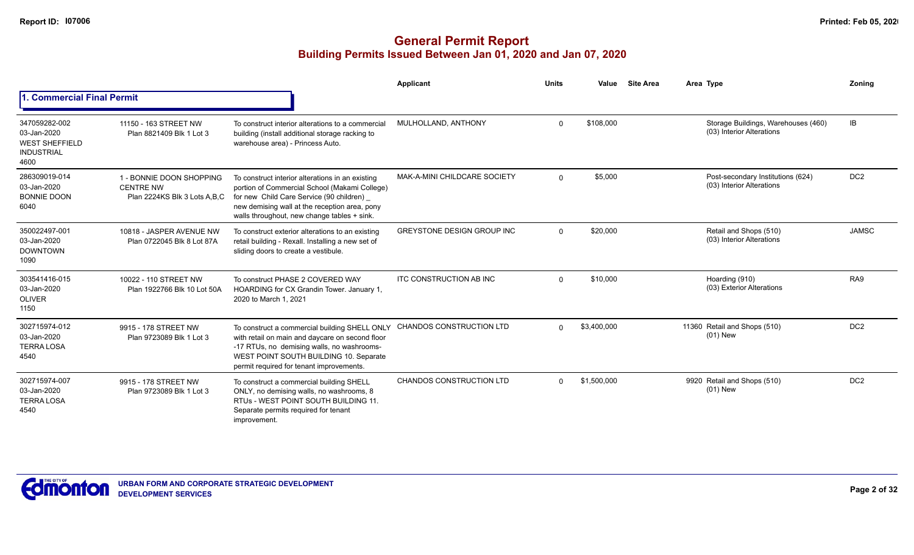# General Permit Report

## Building Permits Issued Between Jan 01, 2020 and Jan 07, 2020

### 1. Commercial Final Permit

| | | | Applicant | Units | Value | Site Area | Area | Type | Zoning |
|---|---|---|---|---|---|---|---|---|---|
| 347059282-002<br>03-Jan-2020<br>WEST SHEFFIELD INDUSTRIAL<br>4600 | 11150 - 163 STREET NW<br>Plan 8821409 Blk 1 Lot 3 | To construct interior alterations to a commercial building (install additional storage racking to warehouse area) - Princess Auto. | MULHOLLAND, ANTHONY | 0 | $108,000 | | | Storage Buildings, Warehouses (460)<br>(03) Interior Alterations | IB |
| 286309019-014<br>03-Jan-2020<br>BONNIE DOON<br>6040 | 1 - BONNIE DOON SHOPPING CENTRE NW<br>Plan 2224KS Blk 3 Lots A,B,C | To construct interior alterations in an existing portion of Commercial School (Makami College) for new Child Care Service (90 children) _ new demising wall at the reception area, pony walls throughout, new change tables + sink. | MAK-A-MINI CHILDCARE SOCIETY | 0 | $5,000 | | | Post-secondary Institutions (624)<br>(03) Interior Alterations | DC2 |
| 350022497-001<br>03-Jan-2020<br>DOWNTOWN<br>1090 | 10818 - JASPER AVENUE NW<br>Plan 0722045 Blk 8 Lot 87A | To construct exterior alterations to an existing retail building - Rexall. Installing a new set of sliding doors to create a vestibule. | GREYSTONE DESIGN GROUP INC | 0 | $20,000 | | | Retail and Shops (510)<br>(03) Interior Alterations | JAMSC |
| 303541416-015<br>03-Jan-2020<br>OLIVER<br>1150 | 10022 - 110 STREET NW<br>Plan 1922766 Blk 10 Lot 50A | To construct PHASE 2 COVERED WAY HOARDING for CX Grandin Tower. January 1, 2020 to March 1, 2021 | ITC CONSTRUCTION AB INC | 0 | $10,000 | | | Hoarding (910)<br>(03) Exterior Alterations | RA9 |
| 302715974-012<br>03-Jan-2020<br>TERRA LOSA<br>4540 | 9915 - 178 STREET NW<br>Plan 9723089 Blk 1 Lot 3 | To construct a commercial building SHELL ONLY with retail on main and daycare on second floor -17 RTUs, no demising walls, no washrooms- WEST POINT SOUTH BUILDING 10. Separate permit required for tenant improvements. | CHANDOS CONSTRUCTION LTD | 0 | $3,400,000 | | 11360 | Retail and Shops (510)<br>(01) New | DC2 |
| 302715974-007<br>03-Jan-2020<br>TERRA LOSA<br>4540 | 9915 - 178 STREET NW<br>Plan 9723089 Blk 1 Lot 3 | To construct a commercial building SHELL ONLY, no demising walls, no washrooms, 8 RTUs - WEST POINT SOUTH BUILDING 11. Separate permits required for tenant improvement. | CHANDOS CONSTRUCTION LTD | 0 | $1,500,000 | | 9920 | Retail and Shops (510)<br>(01) New | DC2 |

URBAN FORM AND CORPORATE STRATEGIC DEVELOPMENT
DEVELOPMENT SERVICES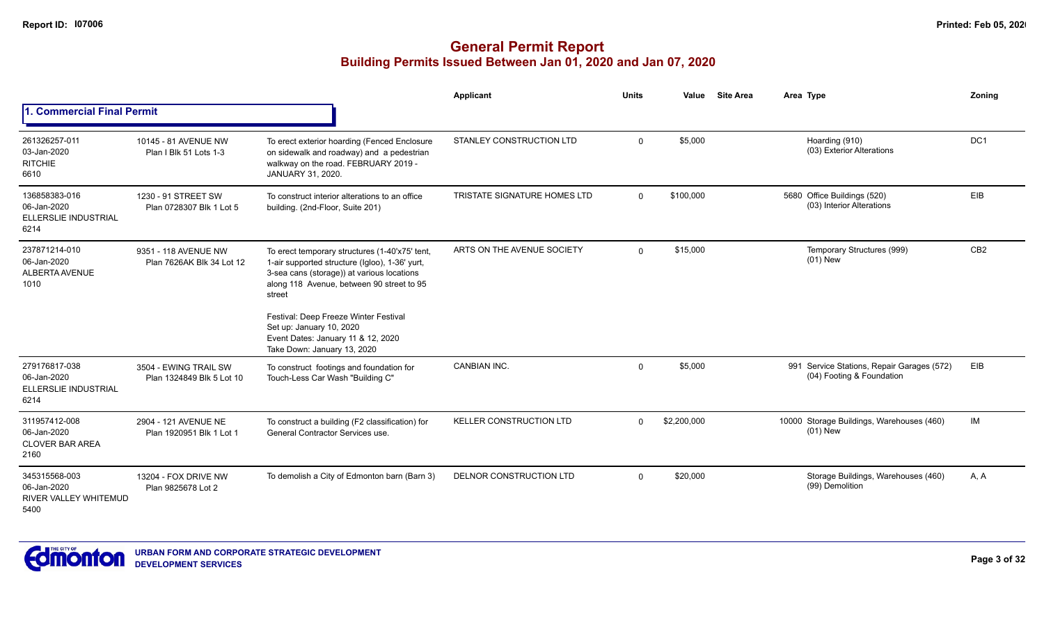# General Permit Report
## Building Permits Issued Between Jan 01, 2020 and Jan 07, 2020

### 1. Commercial Final Permit

| | | | Applicant | Units | Value | Site Area | Area | Type | Zoning |
|---|---|---|---|---|---|---|---|---|---|
| 261326257-011<br>03-Jan-2020<br>RITCHIE<br>6610 | 10145 - 81 AVENUE NW<br>Plan I Blk 51 Lots 1-3 | To erect exterior hoarding (Fenced Enclosure on sidewalk and roadway) and a pedestrian walkway on the road. FEBRUARY 2019 - JANUARY 31, 2020. | STANLEY CONSTRUCTION LTD | 0 | $5,000 | | | Hoarding (910)<br>(03) Exterior Alterations | DC1 |
| 136858383-016<br>06-Jan-2020<br>ELLERSLIE INDUSTRIAL<br>6214 | 1230 - 91 STREET SW<br>Plan 0728307 Blk 1 Lot 5 | To construct interior alterations to an office building. (2nd-Floor, Suite 201) | TRISTATE SIGNATURE HOMES LTD | 0 | $100,000 | | 5680 | Office Buildings (520)<br>(03) Interior Alterations | EIB |
| 237871214-010<br>06-Jan-2020<br>ALBERTA AVENUE<br>1010 | 9351 - 118 AVENUE NW<br>Plan 7626AK Blk 34 Lot 12 | To erect temporary structures (1-40'x75' tent, 1-air supported structure (Igloo), 1-36' yurt, 3-sea cans (storage)) at various locations along 118 Avenue, between 90 street to 95 street<br><br>Festival: Deep Freeze Winter Festival<br>Set up: January 10, 2020<br>Event Dates: January 11 & 12, 2020<br>Take Down: January 13, 2020 | ARTS ON THE AVENUE SOCIETY | 0 | $15,000 | | | Temporary Structures (999)<br>(01) New | CB2 |
| 279176817-038<br>06-Jan-2020<br>ELLERSLIE INDUSTRIAL<br>6214 | 3504 - EWING TRAIL SW<br>Plan 1324849 Blk 5 Lot 10 | To construct footings and foundation for Touch-Less Car Wash "Building C" | CANBIAN INC. | 0 | $5,000 | | 991 | Service Stations, Repair Garages (572)<br>(04) Footing & Foundation | EIB |
| 311957412-008<br>06-Jan-2020<br>CLOVER BAR AREA<br>2160 | 2904 - 121 AVENUE NE<br>Plan 1920951 Blk 1 Lot 1 | To construct a building (F2 classification) for General Contractor Services use. | KELLER CONSTRUCTION LTD | 0 | $2,200,000 | | 10000 | Storage Buildings, Warehouses (460)<br>(01) New | IM |
| 345315568-003<br>06-Jan-2020<br>RIVER VALLEY WHITEMUD<br>5400 | 13204 - FOX DRIVE NW<br>Plan 9825678 Lot 2 | To demolish a City of Edmonton barn (Barn 3) | DELNOR CONSTRUCTION LTD | 0 | $20,000 | | | Storage Buildings, Warehouses (460)<br>(99) Demolition | A, A |

URBAN FORM AND CORPORATE STRATEGIC DEVELOPMENT
DEVELOPMENT SERVICES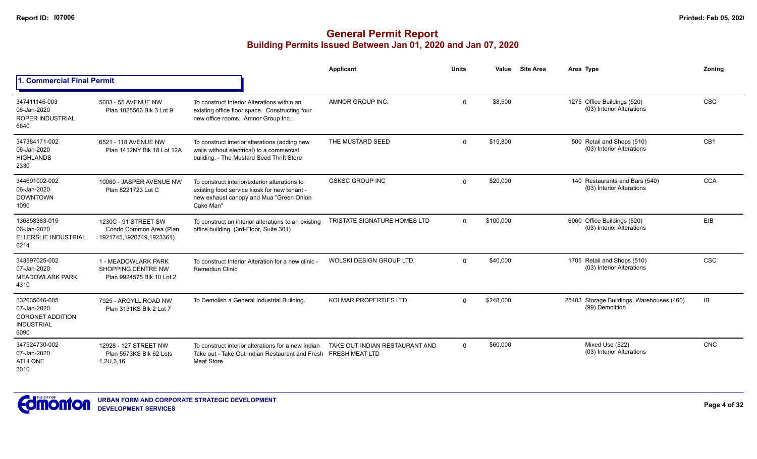# General Permit Report

## Building Permits Issued Between Jan 01, 2020 and Jan 07, 2020

### 1. Commercial Final Permit

| | | | Applicant | Units | Value | Site Area | Area Type | Zoning |
|---|---|---|---|---|---|---|---|---|
| 347411145-003<br>06-Jan-2020<br>ROPER INDUSTRIAL<br>6640 | 5003 - 55 AVENUE NW<br>Plan 1025566 Blk 3 Lot 9 | To construct Interior Alterations within an existing office floor space. Constructing four new office rooms. Amnor Group Inc.. | AMNOR GROUP INC. | 0 | $8,500 | | 1275 Office Buildings (520)<br>(03) Interior Alterations | CSC |
| 347384171-002<br>06-Jan-2020<br>HIGHLANDS<br>2330 | 6521 - 118 AVENUE NW<br>Plan 1412NY Blk 18 Lot 12A | To construct interior alterations (adding new walls without electrical) to a commercial building. - The Mustard Seed Thrift Store | THE MUSTARD SEED | 0 | $15,800 | | 500 Retail and Shops (510)<br>(03) Interior Alterations | CB1 |
| 344691002-002<br>06-Jan-2020<br>DOWNTOWN<br>1090 | 10060 - JASPER AVENUE NW<br>Plan 8221723 Lot C | To construct interior/exterior alterations to existing food service kiosk for new tenant - new exhaust canopy and Mua "Green Onion Cake Man" | GSKSC GROUP INC | 0 | $20,000 | | 140 Restaurants and Bars (540)<br>(03) Interior Alterations | CCA |
| 136858383-015<br>06-Jan-2020<br>ELLERSLIE INDUSTRIAL<br>6214 | 1230C - 91 STREET SW<br>Condo Common Area (Plan 1921745,1920749,1923361) | To construct an interior alterations to an existing office building. (3rd-Floor, Suite 301) | TRISTATE SIGNATURE HOMES LTD | 0 | $100,000 | | 6060 Office Buildings (520)<br>(03) Interior Alterations | EIB |
| 343597025-002<br>07-Jan-2020<br>MEADOWLARK PARK<br>4310 | 1 - MEADOWLARK PARK SHOPPING CENTRE NW<br>Plan 9924575 Blk 10 Lot 2 | To construct Interior Alteration for a new clinic - Remediun Clinic | WOLSKI DESIGN GROUP LTD. | 0 | $40,000 | | 1705 Retail and Shops (510)<br>(03) Interior Alterations | CSC |
| 332635046-005<br>07-Jan-2020<br>CORONET ADDITION INDUSTRIAL<br>6090 | 7925 - ARGYLL ROAD NW<br>Plan 3131KS Blk 2 Lot 7 | To Demolish a General Industrial Building. | KOLMAR PROPERTIES LTD. | 0 | $248,000 | | 25403 Storage Buildings, Warehouses (460)<br>(99) Demolition | IB |
| 347524730-002<br>07-Jan-2020<br>ATHLONE<br>3010 | 12928 - 127 STREET NW<br>Plan 5573KS Blk 62 Lots 1,2U,3,16 | To construct interior alterations for a new Indian Take out - Take Out Indian Restaurant and Fresh Meat Store | TAKE OUT INDIAN RESTAURANT AND FRESH MEAT LTD | 0 | $60,000 | | Mixed Use (522)<br>(03) Interior Alterations | CNC |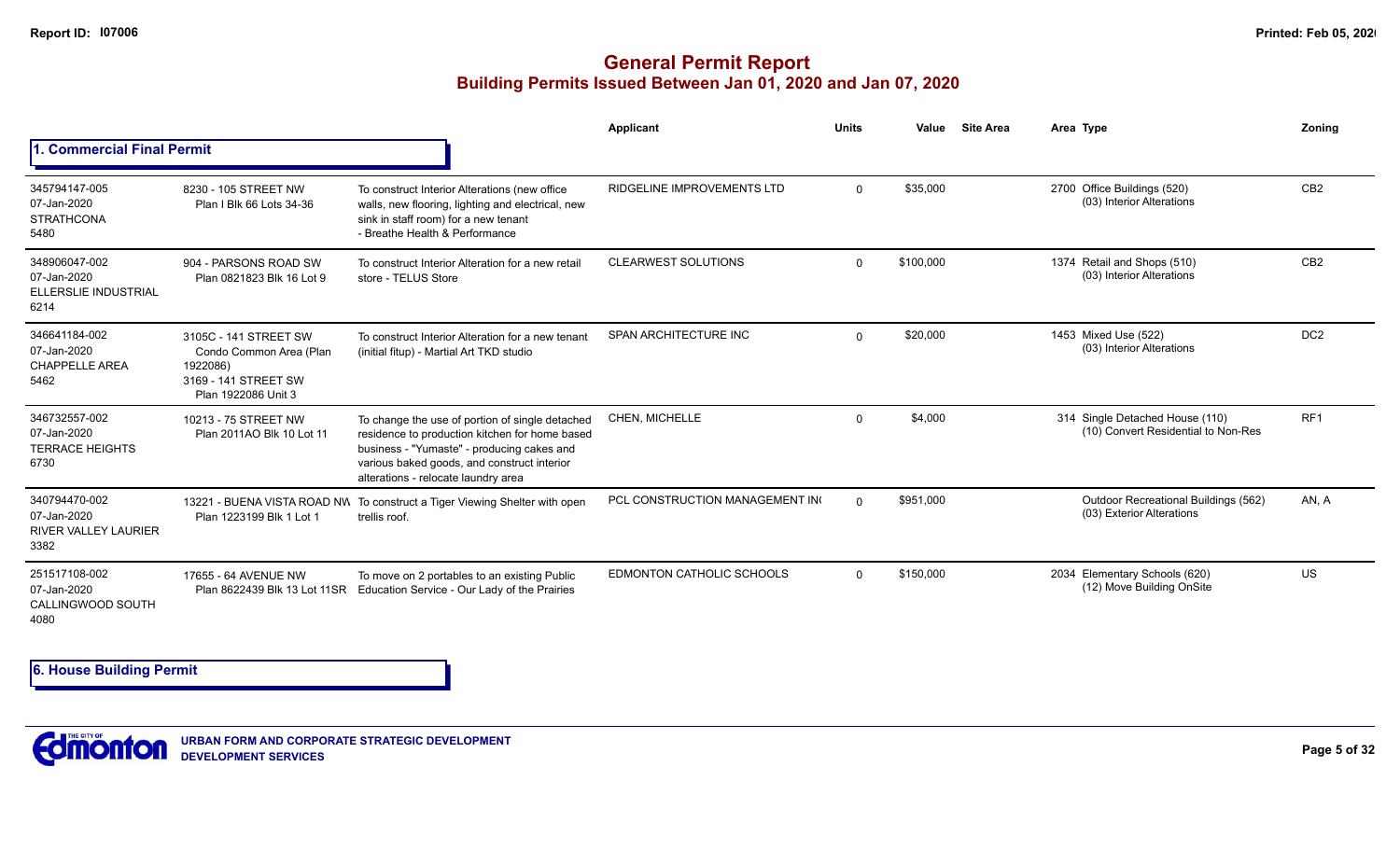# General Permit Report

## Building Permits Issued Between Jan 01, 2020 and Jan 07, 2020

### 1. Commercial Final Permit

| | | | Applicant | Units | Value | Site Area | Area Type | Zoning |
|---|---|---|---|---|---|---|---|---|
| 345794147-005<br>07-Jan-2020<br>STRATHCONA<br>5480 | 8230 - 105 STREET NW<br>Plan I Blk 66 Lots 34-36 | To construct Interior Alterations (new office walls, new flooring, lighting and electrical, new sink in staff room) for a new tenant - Breathe Health & Performance | RIDGELINE IMPROVEMENTS LTD | 0 | $35,000 | | 2700 Office Buildings (520)<br>(03) Interior Alterations | CB2 |
| 348906047-002<br>07-Jan-2020<br>ELLERSLIE INDUSTRIAL<br>6214 | 904 - PARSONS ROAD SW<br>Plan 0821823 Blk 16 Lot 9 | To construct Interior Alteration for a new retail store - TELUS Store | CLEARWEST SOLUTIONS | 0 | $100,000 | | 1374 Retail and Shops (510)<br>(03) Interior Alterations | CB2 |
| 346641184-002<br>07-Jan-2020<br>CHAPPELLE AREA<br>5462 | 3105C - 141 STREET SW<br>Condo Common Area (Plan 1922086)<br>3169 - 141 STREET SW<br>Plan 1922086 Unit 3 | To construct Interior Alteration for a new tenant (initial fitup) - Martial Art TKD studio | SPAN ARCHITECTURE INC | 0 | $20,000 | | 1453 Mixed Use (522)<br>(03) Interior Alterations | DC2 |
| 346732557-002<br>07-Jan-2020<br>TERRACE HEIGHTS<br>6730 | 10213 - 75 STREET NW<br>Plan 2011AO Blk 10 Lot 11 | To change the use of portion of single detached residence to production kitchen for home based business - "Yumaste" - producing cakes and various baked goods, and construct interior alterations - relocate laundry area | CHEN, MICHELLE | 0 | $4,000 | | 314 Single Detached House (110)<br>(10) Convert Residential to Non-Res | RF1 |
| 340794470-002<br>07-Jan-2020<br>RIVER VALLEY LAURIER<br>3382 | 13221 - BUENA VISTA ROAD NW<br>Plan 1223199 Blk 1 Lot 1 | To construct a Tiger Viewing Shelter with open trellis roof. | PCL CONSTRUCTION MANAGEMENT INC | 0 | $951,000 | | Outdoor Recreational Buildings (562)<br>(03) Exterior Alterations | AN, A |
| 251517108-002<br>07-Jan-2020<br>CALLINGWOOD SOUTH<br>4080 | 17655 - 64 AVENUE NW<br>Plan 8622439 Blk 13 Lot 11SR | To move on 2 portables to an existing Public Education Service - Our Lady of the Prairies | EDMONTON CATHOLIC SCHOOLS | 0 | $150,000 | | 2034 Elementary Schools (620)<br>(12) Move Building OnSite | US |

### 6. House Building Permit

URBAN FORM AND CORPORATE STRATEGIC DEVELOPMENT
DEVELOPMENT SERVICES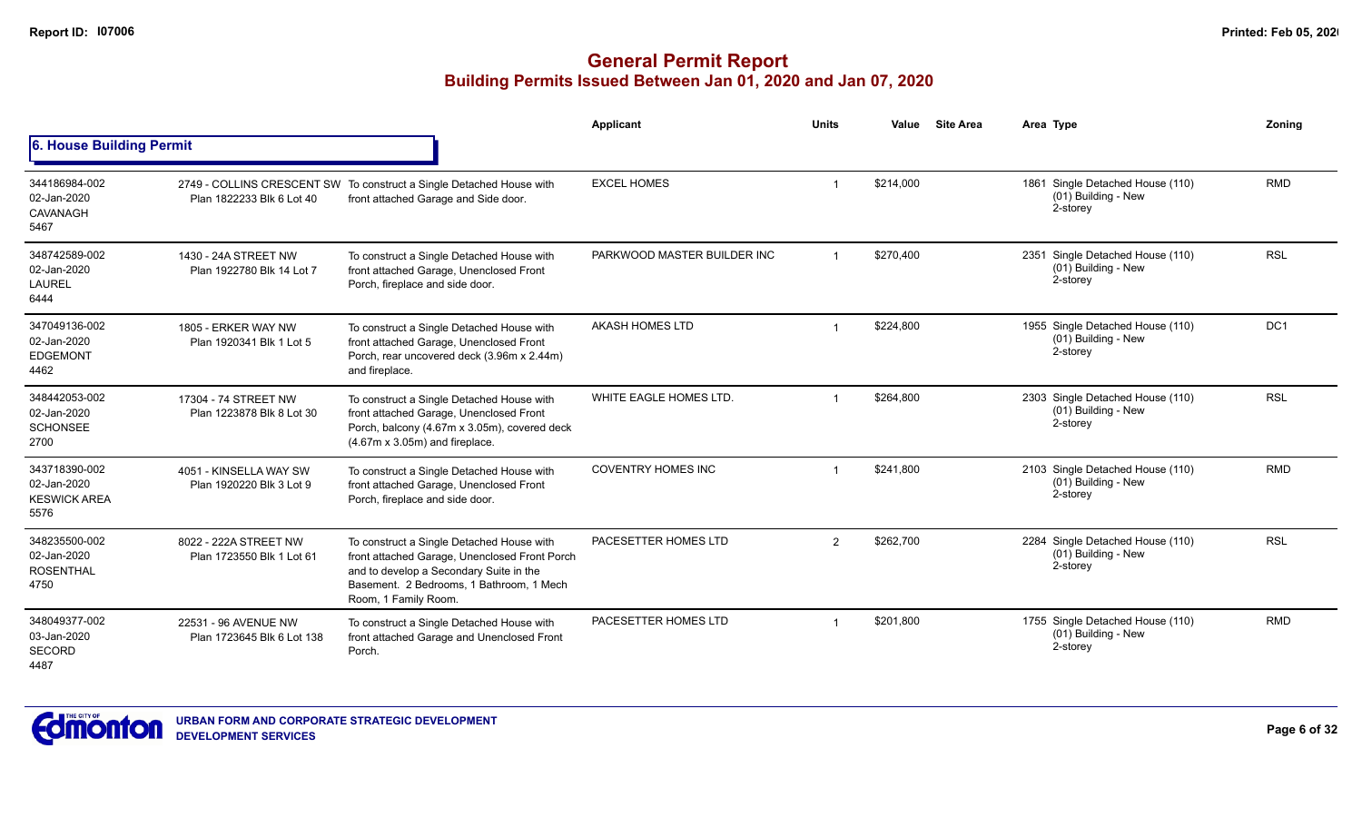# General Permit Report

## Building Permits Issued Between Jan 01, 2020 and Jan 07, 2020

### 6. House Building Permit

| Permit | Address | Description | Applicant | Units | Value | Site Area | Area | Type | Zoning |
|---|---|---|---|---|---|---|---|---|---|
| 344186984-002<br>02-Jan-2020<br>CAVANAGH<br>5467 | 2749 - COLLINS CRESCENT SW<br>Plan 1822233 Blk 6 Lot 40 | To construct a Single Detached House with front attached Garage and Side door. | EXCEL HOMES | 1 | $214,000 | | 1861 | Single Detached House (110)<br>(01) Building - New<br>2-storey | RMD |
| 348742589-002<br>02-Jan-2020<br>LAUREL<br>6444 | 1430 - 24A STREET NW<br>Plan 1922780 Blk 14 Lot 7 | To construct a Single Detached House with front attached Garage, Unenclosed Front Porch, fireplace and side door. | PARKWOOD MASTER BUILDER INC | 1 | $270,400 | | 2351 | Single Detached House (110)<br>(01) Building - New<br>2-storey | RSL |
| 347049136-002<br>02-Jan-2020<br>EDGEMONT<br>4462 | 1805 - ERKER WAY NW<br>Plan 1920341 Blk 1 Lot 5 | To construct a Single Detached House with front attached Garage, Unenclosed Front Porch, rear uncovered deck (3.96m x 2.44m) and fireplace. | AKASH HOMES LTD | 1 | $224,800 | | 1955 | Single Detached House (110)<br>(01) Building - New<br>2-storey | DC1 |
| 348442053-002<br>02-Jan-2020<br>SCHONSEE<br>2700 | 17304 - 74 STREET NW<br>Plan 1223878 Blk 8 Lot 30 | To construct a Single Detached House with front attached Garage, Unenclosed Front Porch, balcony (4.67m x 3.05m), covered deck (4.67m x 3.05m) and fireplace. | WHITE EAGLE HOMES LTD. | 1 | $264,800 | | 2303 | Single Detached House (110)<br>(01) Building - New<br>2-storey | RSL |
| 343718390-002<br>02-Jan-2020<br>KESWICK AREA<br>5576 | 4051 - KINSELLA WAY SW<br>Plan 1920220 Blk 3 Lot 9 | To construct a Single Detached House with front attached Garage, Unenclosed Front Porch, fireplace and side door. | COVENTRY HOMES INC | 1 | $241,800 | | 2103 | Single Detached House (110)<br>(01) Building - New<br>2-storey | RMD |
| 348235500-002<br>02-Jan-2020<br>ROSENTHAL<br>4750 | 8022 - 222A STREET NW<br>Plan 1723550 Blk 1 Lot 61 | To construct a Single Detached House with front attached Garage, Unenclosed Front Porch and to develop a Secondary Suite in the Basement. 2 Bedrooms, 1 Bathroom, 1 Mech Room, 1 Family Room. | PACESETTER HOMES LTD | 2 | $262,700 | | 2284 | Single Detached House (110)<br>(01) Building - New<br>2-storey | RSL |
| 348049377-002<br>03-Jan-2020<br>SECORD<br>4487 | 22531 - 96 AVENUE NW<br>Plan 1723645 Blk 6 Lot 138 | To construct a Single Detached House with front attached Garage and Unenclosed Front Porch. | PACESETTER HOMES LTD | 1 | $201,800 | | 1755 | Single Detached House (110)<br>(01) Building - New<br>2-storey | RMD |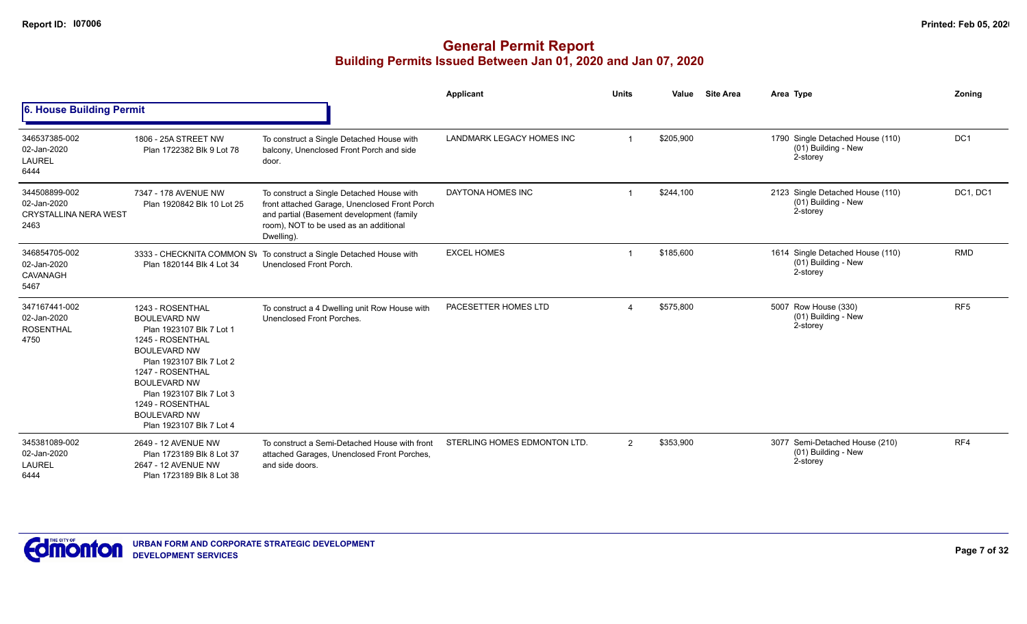# General Permit Report

## Building Permits Issued Between Jan 01, 2020 and Jan 07, 2020

### 6. House Building Permit

| | | | Applicant | Units | Value | Site Area | Area Type | Zoning |
|---|---|---|---|---|---|---|---|---|
| 346537385-002<br>02-Jan-2020<br>LAUREL<br>6444 | 1806 - 25A STREET NW<br>Plan 1722382 Blk 9 Lot 78 | To construct a Single Detached House with balcony, Unenclosed Front Porch and side door. | LANDMARK LEGACY HOMES INC | 1 | $205,900 | | 1790 Single Detached House (110)<br>(01) Building - New<br>2-storey | DC1 |
| 344508899-002<br>02-Jan-2020<br>CRYSTALLINA NERA WEST<br>2463 | 7347 - 178 AVENUE NW<br>Plan 1920842 Blk 10 Lot 25 | To construct a Single Detached House with front attached Garage, Unenclosed Front Porch and partial (Basement development (family room), NOT to be used as an additional Dwelling). | DAYTONA HOMES INC | 1 | $244,100 | | 2123 Single Detached House (110)<br>(01) Building - New<br>2-storey | DC1, DC1 |
| 346854705-002<br>02-Jan-2020<br>CAVANAGH<br>5467 | 3333 - CHECKNITA COMMON SW<br>Plan 1820144 Blk 4 Lot 34 | To construct a Single Detached House with Unenclosed Front Porch. | EXCEL HOMES | 1 | $185,600 | | 1614 Single Detached House (110)<br>(01) Building - New<br>2-storey | RMD |
| 347167441-002<br>02-Jan-2020<br>ROSENTHAL<br>4750 | 1243 - ROSENTHAL BOULEVARD NW<br>Plan 1923107 Blk 7 Lot 1<br>1245 - ROSENTHAL BOULEVARD NW<br>Plan 1923107 Blk 7 Lot 2<br>1247 - ROSENTHAL BOULEVARD NW<br>Plan 1923107 Blk 7 Lot 3<br>1249 - ROSENTHAL BOULEVARD NW<br>Plan 1923107 Blk 7 Lot 4 | To construct a 4 Dwelling unit Row House with Unenclosed Front Porches. | PACESETTER HOMES LTD | 4 | $575,800 | | 5007 Row House (330)<br>(01) Building - New<br>2-storey | RF5 |
| 345381089-002<br>02-Jan-2020<br>LAUREL<br>6444 | 2649 - 12 AVENUE NW<br>Plan 1723189 Blk 8 Lot 37<br>2647 - 12 AVENUE NW<br>Plan 1723189 Blk 8 Lot 38 | To construct a Semi-Detached House with front attached Garages, Unenclosed Front Porches, and side doors. | STERLING HOMES EDMONTON LTD. | 2 | $353,900 | | 3077 Semi-Detached House (210)<br>(01) Building - New<br>2-storey | RF4 |

URBAN FORM AND CORPORATE STRATEGIC DEVELOPMENT
DEVELOPMENT SERVICES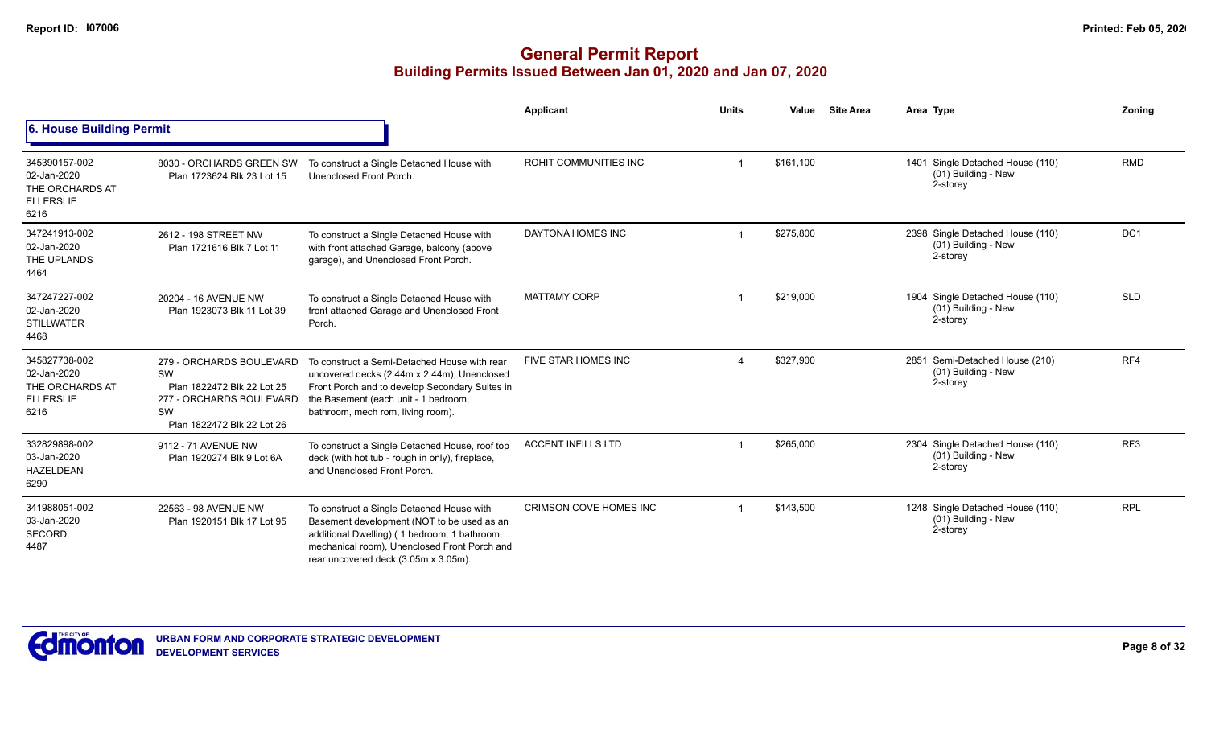# General Permit Report

## Building Permits Issued Between Jan 01, 2020 and Jan 07, 2020

### 6. House Building Permit

| Permit | Address | Description | Applicant | Units | Value | Site Area | Area | Type | Zoning |
|---|---|---|---|---|---|---|---|---|---|
| 345390157-002<br>02-Jan-2020<br>THE ORCHARDS AT ELLERSLIE<br>6216 | 8030 - ORCHARDS GREEN SW<br>Plan 1723624 Blk 23 Lot 15 | To construct a Single Detached House with Unenclosed Front Porch. | ROHIT COMMUNITIES INC | 1 | $161,100 | | 1401 | Single Detached House (110)<br>(01) Building - New<br>2-storey | RMD |
| 347241913-002<br>02-Jan-2020<br>THE UPLANDS<br>4464 | 2612 - 198 STREET NW<br>Plan 1721616 Blk 7 Lot 11 | To construct a Single Detached House with with front attached Garage, balcony (above garage), and Unenclosed Front Porch. | DAYTONA HOMES INC | 1 | $275,800 | | 2398 | Single Detached House (110)<br>(01) Building - New<br>2-storey | DC1 |
| 347247227-002<br>02-Jan-2020<br>STILLWATER<br>4468 | 20204 - 16 AVENUE NW<br>Plan 1923073 Blk 11 Lot 39 | To construct a Single Detached House with front attached Garage and Unenclosed Front Porch. | MATTAMY CORP | 1 | $219,000 | | 1904 | Single Detached House (110)<br>(01) Building - New<br>2-storey | SLD |
| 345827738-002<br>02-Jan-2020<br>THE ORCHARDS AT ELLERSLIE<br>6216 | 279 - ORCHARDS BOULEVARD SW<br>Plan 1822472 Blk 22 Lot 25<br>277 - ORCHARDS BOULEVARD SW<br>Plan 1822472 Blk 22 Lot 26 | To construct a Semi-Detached House with rear uncovered decks (2.44m x 2.44m), Unenclosed Front Porch and to develop Secondary Suites in the Basement (each unit - 1 bedroom, bathroom, mech rom, living room). | FIVE STAR HOMES INC | 4 | $327,900 | | 2851 | Semi-Detached House (210)<br>(01) Building - New<br>2-storey | RF4 |
| 332829898-002<br>03-Jan-2020<br>HAZELDEAN<br>6290 | 9112 - 71 AVENUE NW<br>Plan 1920274 Blk 9 Lot 6A | To construct a Single Detached House, roof top deck (with hot tub - rough in only), fireplace, and Unenclosed Front Porch. | ACCENT INFILLS LTD | 1 | $265,000 | | 2304 | Single Detached House (110)<br>(01) Building - New<br>2-storey | RF3 |
| 341988051-002<br>03-Jan-2020<br>SECORD<br>4487 | 22563 - 98 AVENUE NW<br>Plan 1920151 Blk 17 Lot 95 | To construct a Single Detached House with Basement development (NOT to be used as an additional Dwelling) ( 1 bedroom, 1 bathroom, mechanical room), Unenclosed Front Porch and rear uncovered deck (3.05m x 3.05m). | CRIMSON COVE HOMES INC | 1 | $143,500 | | 1248 | Single Detached House (110)<br>(01) Building - New<br>2-storey | RPL |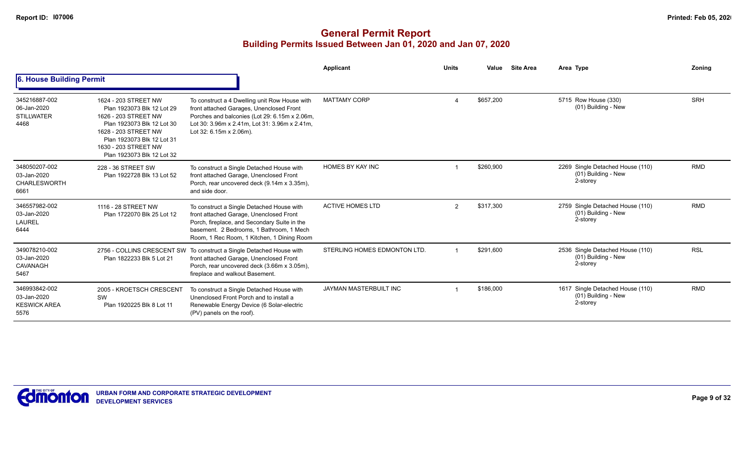# General Permit Report

## Building Permits Issued Between Jan 01, 2020 and Jan 07, 2020

### 6. House Building Permit

| | | | Applicant | Units | Value | Site Area | Area | Type | Zoning |
|---|---|---|---|---|---|---|---|---|---|
| 345216887-002<br>06-Jan-2020<br>STILLWATER<br>4468 | 1624 - 203 STREET NW<br>Plan 1923073 Blk 12 Lot 29<br>1626 - 203 STREET NW<br>Plan 1923073 Blk 12 Lot 30<br>1628 - 203 STREET NW<br>Plan 1923073 Blk 12 Lot 31<br>1630 - 203 STREET NW<br>Plan 1923073 Blk 12 Lot 32 | To construct a 4 Dwelling unit Row House with front attached Garages, Unenclosed Front Porches and balconies (Lot 29: 6.15m x 2.06m, Lot 30: 3.96m x 2.41m, Lot 31: 3.96m x 2.41m, Lot 32: 6.15m x 2.06m). | MATTAMY CORP | 4 | $657,200 | | 5715 | Row House (330)<br>(01) Building - New | SRH |
| 348050207-002<br>03-Jan-2020<br>CHARLESWORTH<br>6661 | 228 - 36 STREET SW<br>Plan 1922728 Blk 13 Lot 52 | To construct a Single Detached House with front attached Garage, Unenclosed Front Porch, rear uncovered deck (9.14m x 3.35m), and side door. | HOMES BY KAY INC | 1 | $260,900 | | 2269 | Single Detached House (110)<br>(01) Building - New<br>2-storey | RMD |
| 346557982-002<br>03-Jan-2020<br>LAUREL<br>6444 | 1116 - 28 STREET NW<br>Plan 1722070 Blk 25 Lot 12 | To construct a Single Detached House with front attached Garage, Unenclosed Front Porch, fireplace, and Secondary Suite in the basement. 2 Bedrooms, 1 Bathroom, 1 Mech Room, 1 Rec Room, 1 Kitchen, 1 Dining Room | ACTIVE HOMES LTD | 2 | $317,300 | | 2759 | Single Detached House (110)<br>(01) Building - New<br>2-storey | RMD |
| 349078210-002<br>03-Jan-2020<br>CAVANAGH<br>5467 | 2756 - COLLINS CRESCENT SW<br>Plan 1822233 Blk 5 Lot 21 | To construct a Single Detached House with front attached Garage, Unenclosed Front Porch, rear uncovered deck (3.66m x 3.05m), fireplace and walkout Basement. | STERLING HOMES EDMONTON LTD. | 1 | $291,600 | | 2536 | Single Detached House (110)<br>(01) Building - New<br>2-storey | RSL |
| 346993842-002<br>03-Jan-2020<br>KESWICK AREA<br>5576 | 2005 - KROETSCH CRESCENT SW<br>Plan 1920225 Blk 8 Lot 11 | To construct a Single Detached House with Unenclosed Front Porch and to install a Renewable Energy Device (6 Solar-electric (PV) panels on the roof). | JAYMAN MASTERBUILT INC | 1 | $186,000 | | 1617 | Single Detached House (110)<br>(01) Building - New<br>2-storey | RMD |

URBAN FORM AND CORPORATE STRATEGIC DEVELOPMENT
DEVELOPMENT SERVICES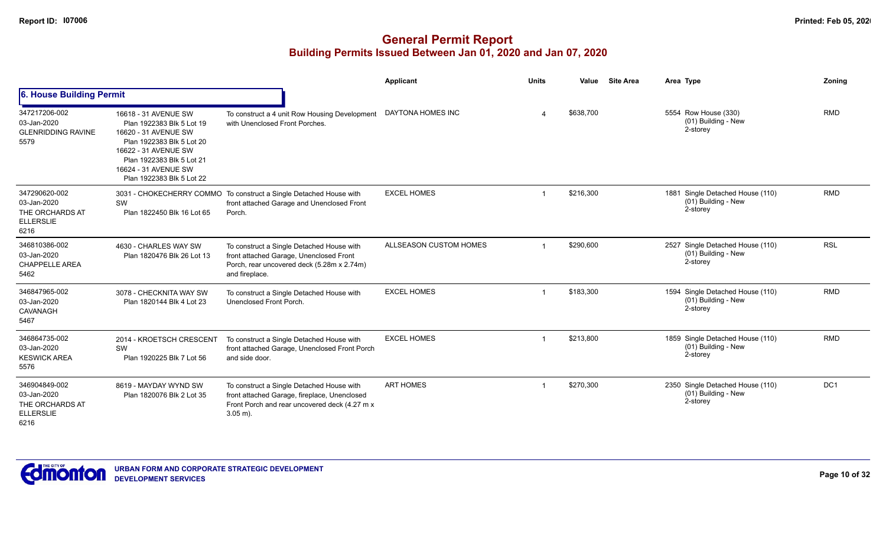# General Permit Report

## Building Permits Issued Between Jan 01, 2020 and Jan 07, 2020

### 6. House Building Permit

| Permit | Address / Legal | Description | Applicant | Units | Value | Site Area | Area | Type | Zoning |
|---|---|---|---|---|---|---|---|---|---|
| 347217206-002<br>03-Jan-2020<br>GLENRIDDING RAVINE<br>5579 | 16618 - 31 AVENUE SW<br>Plan 1922383 Blk 5 Lot 19<br>16620 - 31 AVENUE SW<br>Plan 1922383 Blk 5 Lot 20<br>16622 - 31 AVENUE SW<br>Plan 1922383 Blk 5 Lot 21<br>16624 - 31 AVENUE SW<br>Plan 1922383 Blk 5 Lot 22 | To construct a 4 unit Row Housing Development with Unenclosed Front Porches. | DAYTONA HOMES INC | 4 | $638,700 | | 5554 | Row House (330)<br>(01) Building - New<br>2-storey | RMD |
| 347290620-002<br>03-Jan-2020<br>THE ORCHARDS AT ELLERSLIE<br>6216 | 3031 - CHOKECHERRY COMMO SW<br>Plan 1822450 Blk 16 Lot 65 | To construct a Single Detached House with front attached Garage and Unenclosed Front Porch. | EXCEL HOMES | 1 | $216,300 | | 1881 | Single Detached House (110)<br>(01) Building - New<br>2-storey | RMD |
| 346810386-002<br>03-Jan-2020<br>CHAPPELLE AREA<br>5462 | 4630 - CHARLES WAY SW<br>Plan 1820476 Blk 26 Lot 13 | To construct a Single Detached House with front attached Garage, Unenclosed Front Porch, rear uncovered deck (5.28m x 2.74m) and fireplace. | ALLSEASON CUSTOM HOMES | 1 | $290,600 | | 2527 | Single Detached House (110)<br>(01) Building - New<br>2-storey | RSL |
| 346847965-002<br>03-Jan-2020<br>CAVANAGH<br>5467 | 3078 - CHECKNITA WAY SW<br>Plan 1820144 Blk 4 Lot 23 | To construct a Single Detached House with Unenclosed Front Porch. | EXCEL HOMES | 1 | $183,300 | | 1594 | Single Detached House (110)<br>(01) Building - New<br>2-storey | RMD |
| 346864735-002<br>03-Jan-2020<br>KESWICK AREA<br>5576 | 2014 - KROETSCH CRESCENT SW<br>Plan 1920225 Blk 7 Lot 56 | To construct a Single Detached House with front attached Garage, Unenclosed Front Porch and side door. | EXCEL HOMES | 1 | $213,800 | | 1859 | Single Detached House (110)<br>(01) Building - New<br>2-storey | RMD |
| 346904849-002<br>03-Jan-2020<br>THE ORCHARDS AT ELLERSLIE<br>6216 | 8619 - MAYDAY WYND SW<br>Plan 1820076 Blk 2 Lot 35 | To construct a Single Detached House with front attached Garage, fireplace, Unenclosed Front Porch and rear uncovered deck (4.27 m x 3.05 m). | ART HOMES | 1 | $270,300 | | 2350 | Single Detached House (110)<br>(01) Building - New<br>2-storey | DC1 |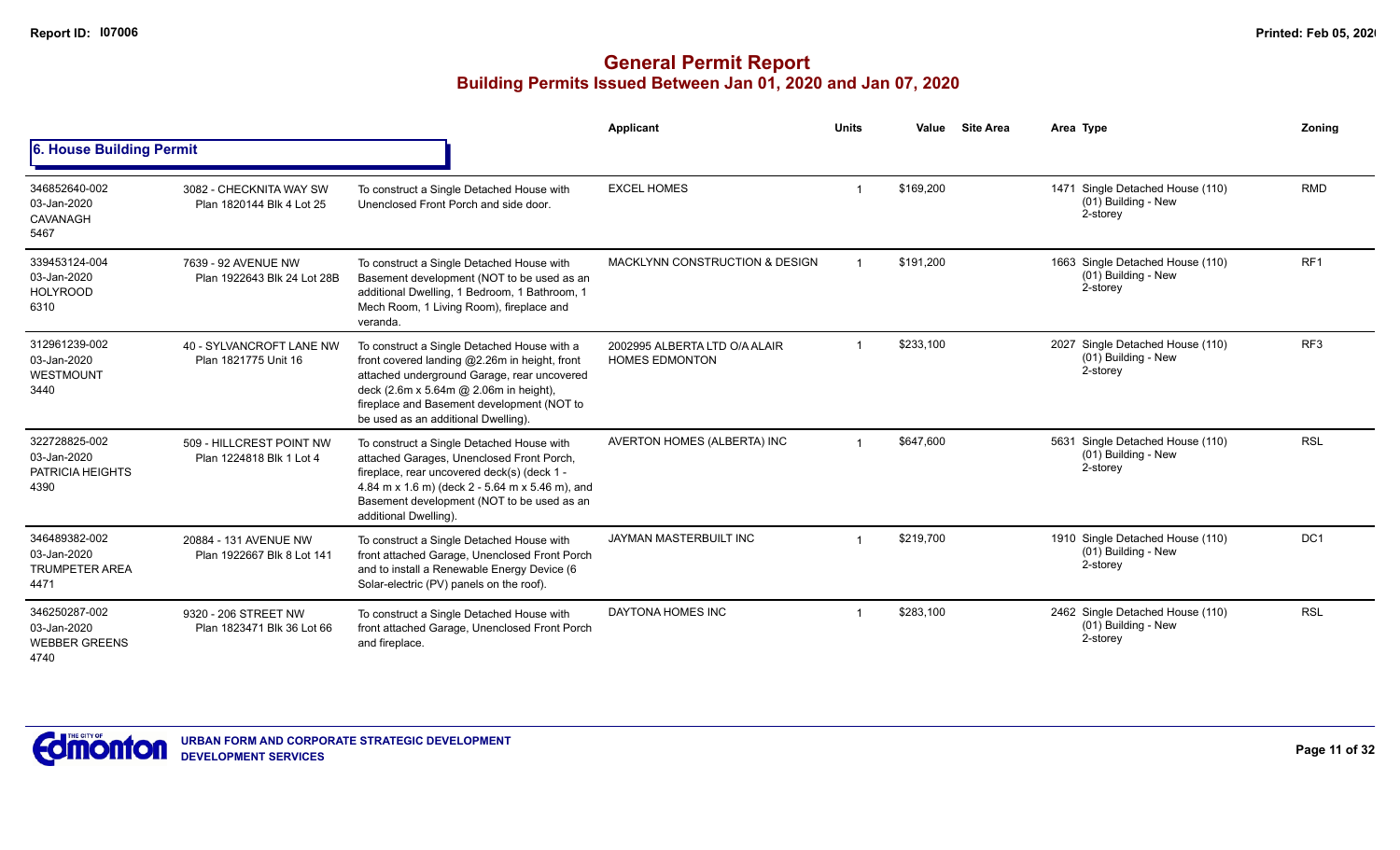# General Permit Report
## Building Permits Issued Between Jan 01, 2020 and Jan 07, 2020

### 6. House Building Permit

| | | | Applicant | Units | Value | Site Area | Area | Type | Zoning |
|---|---|---|---|---|---|---|---|---|---|
| 346852640-002<br>03-Jan-2020<br>CAVANAGH<br>5467 | 3082 - CHECKNITA WAY SW<br>Plan 1820144 Blk 4 Lot 25 | To construct a Single Detached House with Unenclosed Front Porch and side door. | EXCEL HOMES | 1 | $169,200 | | 1471 | Single Detached House (110)<br>(01) Building - New<br>2-storey | RMD |
| 339453124-004<br>03-Jan-2020<br>HOLYROOD<br>6310 | 7639 - 92 AVENUE NW<br>Plan 1922643 Blk 24 Lot 28B | To construct a Single Detached House with Basement development (NOT to be used as an additional Dwelling, 1 Bedroom, 1 Bathroom, 1 Mech Room, 1 Living Room), fireplace and veranda. | MACKLYNN CONSTRUCTION & DESIGN | 1 | $191,200 | | 1663 | Single Detached House (110)<br>(01) Building - New<br>2-storey | RF1 |
| 312961239-002<br>03-Jan-2020<br>WESTMOUNT<br>3440 | 40 - SYLVANCROFT LANE NW<br>Plan 1821775 Unit 16 | To construct a Single Detached House with a front covered landing @2.26m in height, front attached underground Garage, rear uncovered deck (2.6m x 5.64m @ 2.06m in height), fireplace and Basement development (NOT to be used as an additional Dwelling). | 2002995 ALBERTA LTD O/A ALAIR HOMES EDMONTON | 1 | $233,100 | | 2027 | Single Detached House (110)<br>(01) Building - New<br>2-storey | RF3 |
| 322728825-002<br>03-Jan-2020<br>PATRICIA HEIGHTS<br>4390 | 509 - HILLCREST POINT NW<br>Plan 1224818 Blk 1 Lot 4 | To construct a Single Detached House with attached Garages, Unenclosed Front Porch, fireplace, rear uncovered deck(s) (deck 1 - 4.84 m x 1.6 m) (deck 2 - 5.64 m x 5.46 m), and Basement development (NOT to be used as an additional Dwelling). | AVERTON HOMES (ALBERTA) INC | 1 | $647,600 | | 5631 | Single Detached House (110)<br>(01) Building - New<br>2-storey | RSL |
| 346489382-002<br>03-Jan-2020<br>TRUMPETER AREA<br>4471 | 20884 - 131 AVENUE NW<br>Plan 1922667 Blk 8 Lot 141 | To construct a Single Detached House with front attached Garage, Unenclosed Front Porch and to install a Renewable Energy Device (6 Solar-electric (PV) panels on the roof). | JAYMAN MASTERBUILT INC | 1 | $219,700 | | 1910 | Single Detached House (110)<br>(01) Building - New<br>2-storey | DC1 |
| 346250287-002<br>03-Jan-2020<br>WEBBER GREENS<br>4740 | 9320 - 206 STREET NW<br>Plan 1823471 Blk 36 Lot 66 | To construct a Single Detached House with front attached Garage, Unenclosed Front Porch and fireplace. | DAYTONA HOMES INC | 1 | $283,100 | | 2462 | Single Detached House (110)<br>(01) Building - New<br>2-storey | RSL |

URBAN FORM AND CORPORATE STRATEGIC DEVELOPMENT
DEVELOPMENT SERVICES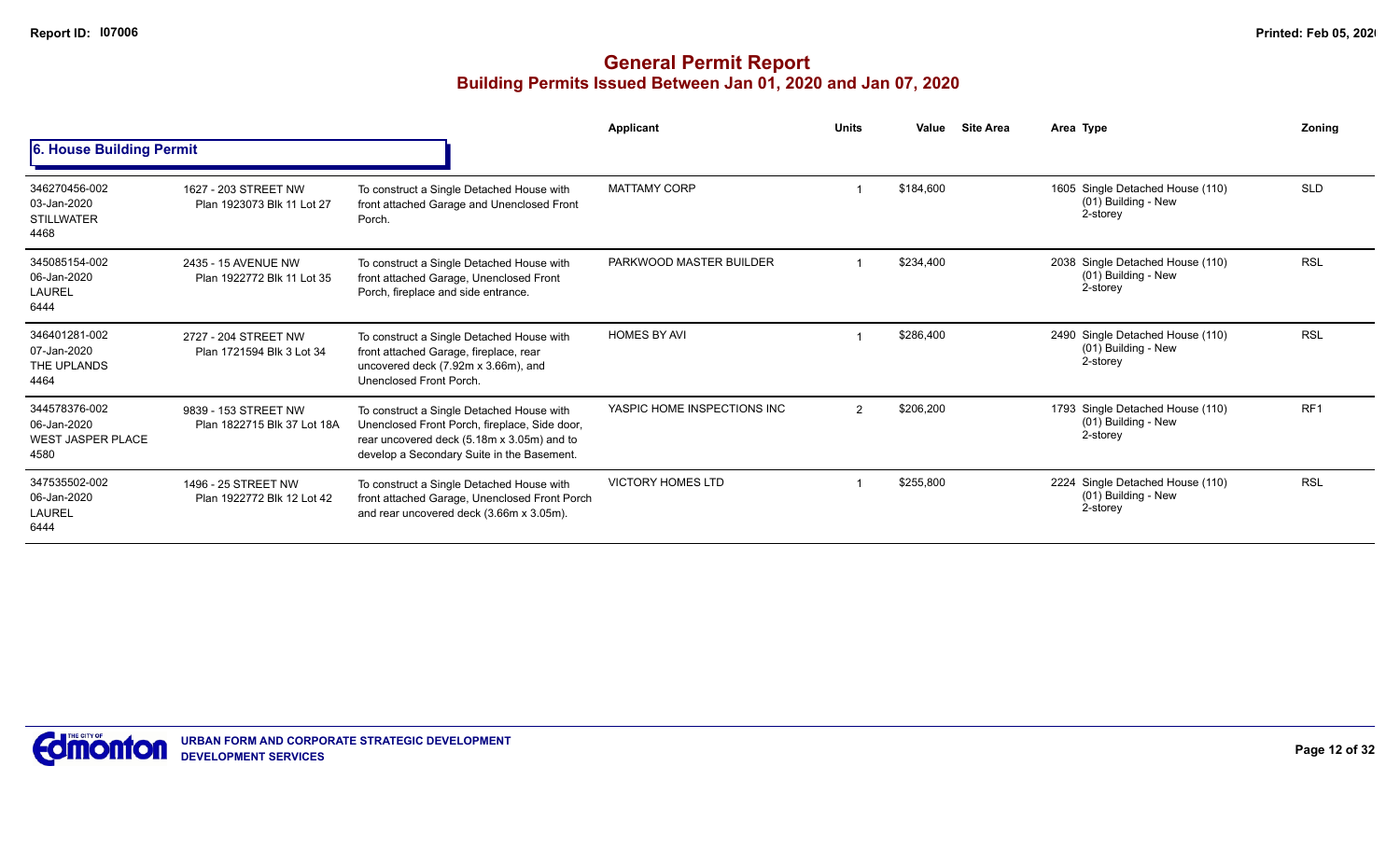# General Permit Report

## Building Permits Issued Between Jan 01, 2020 and Jan 07, 2020

### 6. House Building Permit

| | | | Applicant | Units | Value | Site Area | Area | Type | Zoning |
|---|---|---|---|---|---|---|---|---|---|
| 346270456-002<br>03-Jan-2020<br>STILLWATER<br>4468 | 1627 - 203 STREET NW<br>Plan 1923073 Blk 11 Lot 27 | To construct a Single Detached House with front attached Garage and Unenclosed Front Porch. | MATTAMY CORP | 1 | $184,600 | | 1605 | Single Detached House (110)<br>(01) Building - New<br>2-storey | SLD |
| 345085154-002<br>06-Jan-2020<br>LAUREL<br>6444 | 2435 - 15 AVENUE NW<br>Plan 1922772 Blk 11 Lot 35 | To construct a Single Detached House with front attached Garage, Unenclosed Front Porch, fireplace and side entrance. | PARKWOOD MASTER BUILDER | 1 | $234,400 | | 2038 | Single Detached House (110)<br>(01) Building - New<br>2-storey | RSL |
| 346401281-002<br>07-Jan-2020<br>THE UPLANDS<br>4464 | 2727 - 204 STREET NW<br>Plan 1721594 Blk 3 Lot 34 | To construct a Single Detached House with front attached Garage, fireplace, rear uncovered deck (7.92m x 3.66m), and Unenclosed Front Porch. | HOMES BY AVI | 1 | $286,400 | | 2490 | Single Detached House (110)<br>(01) Building - New<br>2-storey | RSL |
| 344578376-002<br>06-Jan-2020<br>WEST JASPER PLACE<br>4580 | 9839 - 153 STREET NW<br>Plan 1822715 Blk 37 Lot 18A | To construct a Single Detached House with Unenclosed Front Porch, fireplace, Side door, rear uncovered deck (5.18m x 3.05m) and to develop a Secondary Suite in the Basement. | YASPIC HOME INSPECTIONS INC | 2 | $206,200 | | 1793 | Single Detached House (110)<br>(01) Building - New<br>2-storey | RF1 |
| 347535502-002<br>06-Jan-2020<br>LAUREL<br>6444 | 1496 - 25 STREET NW<br>Plan 1922772 Blk 12 Lot 42 | To construct a Single Detached House with front attached Garage, Unenclosed Front Porch and rear uncovered deck (3.66m x 3.05m). | VICTORY HOMES LTD | 1 | $255,800 | | 2224 | Single Detached House (110)<br>(01) Building - New<br>2-storey | RSL |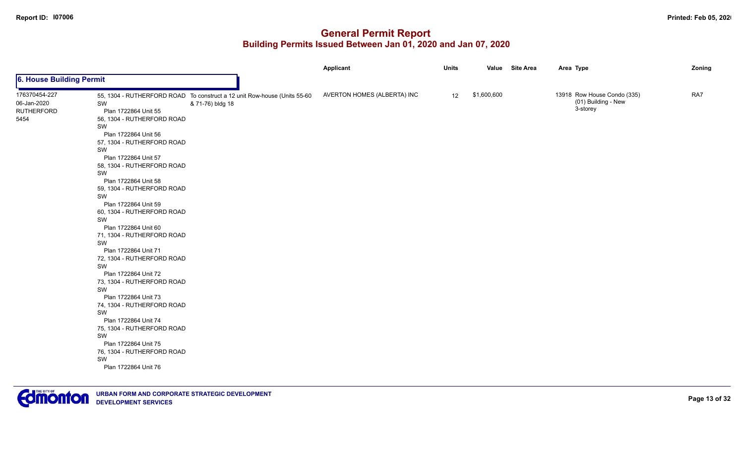# General Permit Report

## Building Permits Issued Between Jan 01, 2020 and Jan 07, 2020

### 6. House Building Permit

| | | | Applicant | Units | Value | Site Area | Area | Type | Zoning |
|---|---|---|---|---|---|---|---|---|---|
| 176370454-227<br>06-Jan-2020<br>RUTHERFORD<br>5454 | 55, 1304 - RUTHERFORD ROAD SW<br>Plan 1722864 Unit 55<br>56, 1304 - RUTHERFORD ROAD SW<br>Plan 1722864 Unit 56<br>57, 1304 - RUTHERFORD ROAD SW<br>Plan 1722864 Unit 57<br>58, 1304 - RUTHERFORD ROAD SW<br>Plan 1722864 Unit 58<br>59, 1304 - RUTHERFORD ROAD SW<br>Plan 1722864 Unit 59<br>60, 1304 - RUTHERFORD ROAD SW<br>Plan 1722864 Unit 60<br>71, 1304 - RUTHERFORD ROAD SW<br>Plan 1722864 Unit 71<br>72, 1304 - RUTHERFORD ROAD SW<br>Plan 1722864 Unit 72<br>73, 1304 - RUTHERFORD ROAD SW<br>Plan 1722864 Unit 73<br>74, 1304 - RUTHERFORD ROAD SW<br>Plan 1722864 Unit 74<br>75, 1304 - RUTHERFORD ROAD SW<br>Plan 1722864 Unit 75<br>76, 1304 - RUTHERFORD ROAD SW<br>Plan 1722864 Unit 76 | To construct a 12 unit Row-house (Units 55-60 & 71-76) bldg 18 | AVERTON HOMES (ALBERTA) INC | 12 | $1,600,600 | | 13918 | Row House Condo (335)<br>(01) Building - New<br>3-storey | RA7 |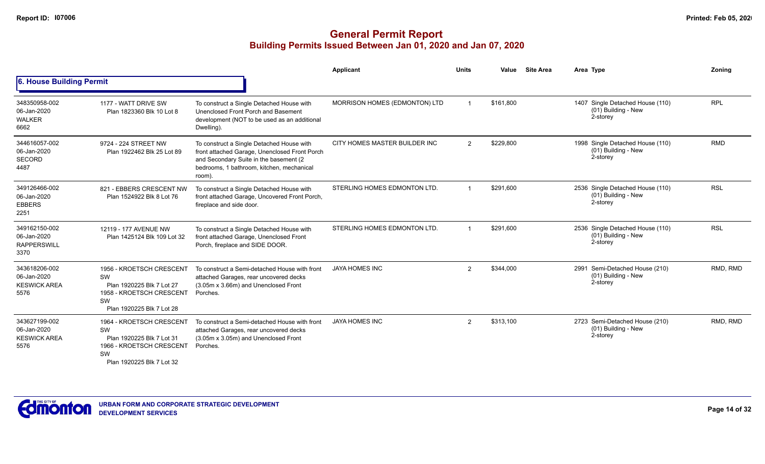# General Permit Report
## Building Permits Issued Between Jan 01, 2020 and Jan 07, 2020

### 6. House Building Permit

| | | | Applicant | Units | Value | Site Area | Area | Type | Zoning |
|---|---|---|---|---|---|---|---|---|---|
| 348350958-002<br>06-Jan-2020<br>WALKER<br>6662 | 1177 - WATT DRIVE SW<br>Plan 1823360 Blk 10 Lot 8 | To construct a Single Detached House with Unenclosed Front Porch and Basement development (NOT to be used as an additional Dwelling). | MORRISON HOMES (EDMONTON) LTD | 1 | $161,800 | | 1407 | Single Detached House (110)<br>(01) Building - New<br>2-storey | RPL |
| 344616057-002<br>06-Jan-2020<br>SECORD<br>4487 | 9724 - 224 STREET NW<br>Plan 1922462 Blk 25 Lot 89 | To construct a Single Detached House with front attached Garage, Unenclosed Front Porch and Secondary Suite in the basement (2 bedrooms, 1 bathroom, kitchen, mechanical room). | CITY HOMES MASTER BUILDER INC | 2 | $229,800 | | 1998 | Single Detached House (110)<br>(01) Building - New<br>2-storey | RMD |
| 349126466-002<br>06-Jan-2020<br>EBBERS<br>2251 | 821 - EBBERS CRESCENT NW<br>Plan 1524922 Blk 8 Lot 76 | To construct a Single Detached House with front attached Garage, Uncovered Front Porch, fireplace and side door. | STERLING HOMES EDMONTON LTD. | 1 | $291,600 | | 2536 | Single Detached House (110)<br>(01) Building - New<br>2-storey | RSL |
| 349162150-002<br>06-Jan-2020<br>RAPPERSWILL<br>3370 | 12119 - 177 AVENUE NW<br>Plan 1425124 Blk 109 Lot 32 | To construct a Single Detached House with front attached Garage, Unenclosed Front Porch, fireplace and SIDE DOOR. | STERLING HOMES EDMONTON LTD. | 1 | $291,600 | | 2536 | Single Detached House (110)<br>(01) Building - New<br>2-storey | RSL |
| 343618206-002<br>06-Jan-2020<br>KESWICK AREA<br>5576 | 1956 - KROETSCH CRESCENT SW<br>Plan 1920225 Blk 7 Lot 27<br>1958 - KROETSCH CRESCENT SW<br>Plan 1920225 Blk 7 Lot 28 | To construct a Semi-detached House with front attached Garages, rear uncovered decks (3.05m x 3.66m) and Unenclosed Front Porches. | JAYA HOMES INC | 2 | $344,000 | | 2991 | Semi-Detached House (210)<br>(01) Building - New<br>2-storey | RMD, RMD |
| 343627199-002<br>06-Jan-2020<br>KESWICK AREA<br>5576 | 1964 - KROETSCH CRESCENT SW<br>Plan 1920225 Blk 7 Lot 31<br>1966 - KROETSCH CRESCENT SW<br>Plan 1920225 Blk 7 Lot 32 | To construct a Semi-detached House with front attached Garages, rear uncovered decks (3.05m x 3.05m) and Unenclosed Front Porches. | JAYA HOMES INC | 2 | $313,100 | | 2723 | Semi-Detached House (210)<br>(01) Building - New<br>2-storey | RMD, RMD |

URBAN FORM AND CORPORATE STRATEGIC DEVELOPMENT
DEVELOPMENT SERVICES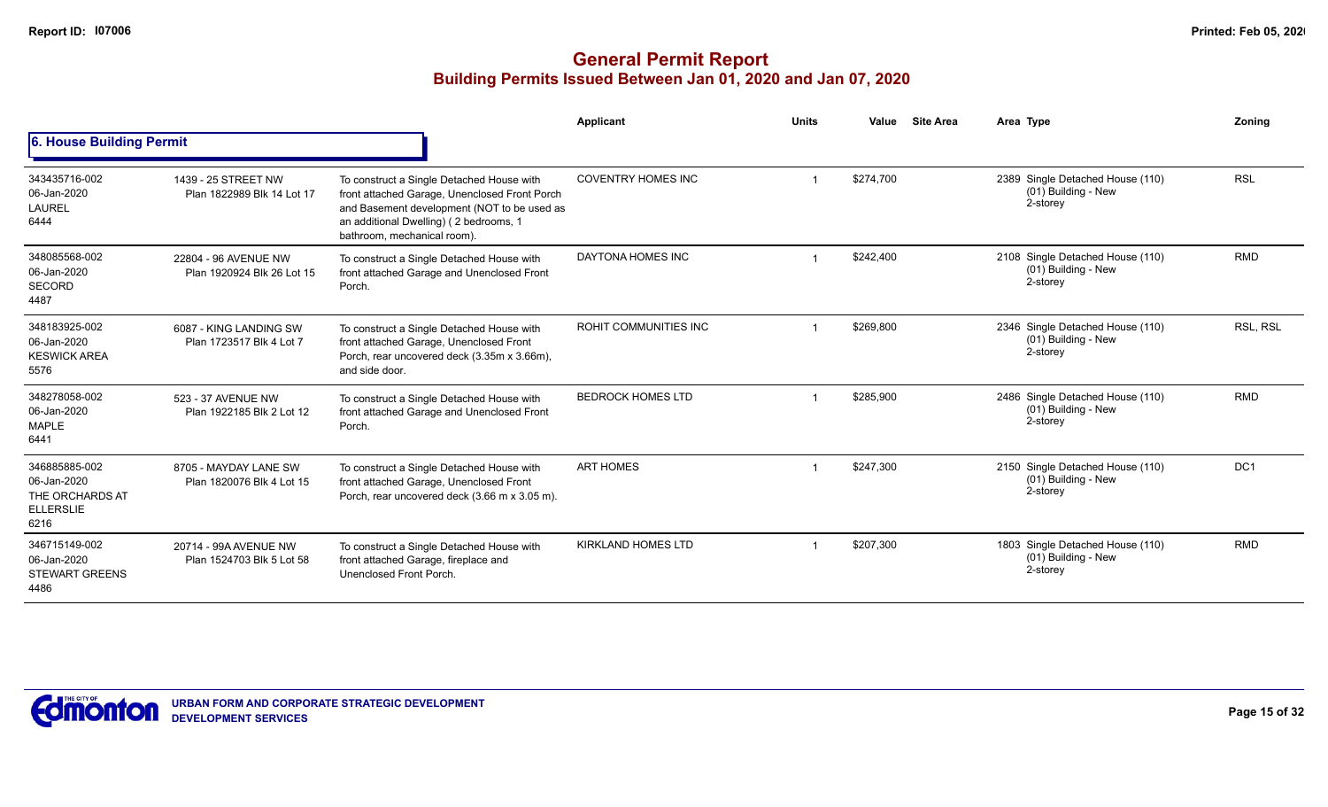# General Permit Report
## Building Permits Issued Between Jan 01, 2020 and Jan 07, 2020

### 6. House Building Permit

| | | | Applicant | Units | Value | Site Area | Area | Type | Zoning |
|---|---|---|---|---|---|---|---|---|---|
| 343435716-002<br>06-Jan-2020<br>LAUREL<br>6444 | 1439 - 25 STREET NW<br>Plan 1822989 Blk 14 Lot 17 | To construct a Single Detached House with front attached Garage, Unenclosed Front Porch and Basement development (NOT to be used as an additional Dwelling) ( 2 bedrooms, 1 bathroom, mechanical room). | COVENTRY HOMES INC | 1 | $274,700 | | 2389 | Single Detached House (110)<br>(01) Building - New<br>2-storey | RSL |
| 348085568-002<br>06-Jan-2020<br>SECORD<br>4487 | 22804 - 96 AVENUE NW<br>Plan 1920924 Blk 26 Lot 15 | To construct a Single Detached House with front attached Garage and Unenclosed Front Porch. | DAYTONA HOMES INC | 1 | $242,400 | | 2108 | Single Detached House (110)<br>(01) Building - New<br>2-storey | RMD |
| 348183925-002<br>06-Jan-2020<br>KESWICK AREA<br>5576 | 6087 - KING LANDING SW<br>Plan 1723517 Blk 4 Lot 7 | To construct a Single Detached House with front attached Garage, Unenclosed Front Porch, rear uncovered deck (3.35m x 3.66m), and side door. | ROHIT COMMUNITIES INC | 1 | $269,800 | | 2346 | Single Detached House (110)<br>(01) Building - New<br>2-storey | RSL, RSL |
| 348278058-002<br>06-Jan-2020<br>MAPLE<br>6441 | 523 - 37 AVENUE NW<br>Plan 1922185 Blk 2 Lot 12 | To construct a Single Detached House with front attached Garage and Unenclosed Front Porch. | BEDROCK HOMES LTD | 1 | $285,900 | | 2486 | Single Detached House (110)<br>(01) Building - New<br>2-storey | RMD |
| 346885885-002<br>06-Jan-2020<br>THE ORCHARDS AT ELLERSLIE<br>6216 | 8705 - MAYDAY LANE SW<br>Plan 1820076 Blk 4 Lot 15 | To construct a Single Detached House with front attached Garage, Unenclosed Front Porch, rear uncovered deck (3.66 m x 3.05 m). | ART HOMES | 1 | $247,300 | | 2150 | Single Detached House (110)<br>(01) Building - New<br>2-storey | DC1 |
| 346715149-002<br>06-Jan-2020<br>STEWART GREENS<br>4486 | 20714 - 99A AVENUE NW<br>Plan 1524703 Blk 5 Lot 58 | To construct a Single Detached House with front attached Garage, fireplace and Unenclosed Front Porch. | KIRKLAND HOMES LTD | 1 | $207,300 | | 1803 | Single Detached House (110)<br>(01) Building - New<br>2-storey | RMD |

URBAN FORM AND CORPORATE STRATEGIC DEVELOPMENT
DEVELOPMENT SERVICES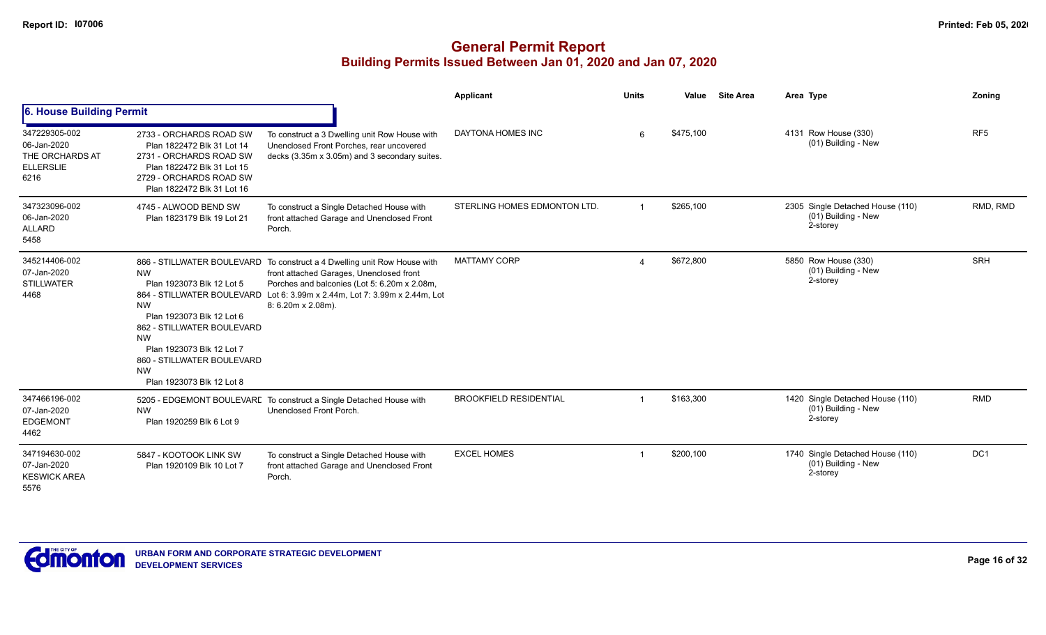# General Permit Report
## Building Permits Issued Between Jan 01, 2020 and Jan 07, 2020

### 6. House Building Permit

| | | | Applicant | Units | Value | Site Area | Area Type | Zoning |
|---|---|---|---|---|---|---|---|---|
| 347229305-002<br>06-Jan-2020<br>THE ORCHARDS AT ELLERSLIE<br>6216 | 2733 - ORCHARDS ROAD SW<br>Plan 1822472 Blk 31 Lot 14<br>2731 - ORCHARDS ROAD SW<br>Plan 1822472 Blk 31 Lot 15<br>2729 - ORCHARDS ROAD SW<br>Plan 1822472 Blk 31 Lot 16 | To construct a 3 Dwelling unit Row House with Unenclosed Front Porches, rear uncovered decks (3.35m x 3.05m) and 3 secondary suites. | DAYTONA HOMES INC | 6 | $475,100 | | 4131 Row House (330)<br>(01) Building - New | RF5 |
| 347323096-002<br>06-Jan-2020<br>ALLARD<br>5458 | 4745 - ALWOOD BEND SW<br>Plan 1823179 Blk 19 Lot 21 | To construct a Single Detached House with front attached Garage and Unenclosed Front Porch. | STERLING HOMES EDMONTON LTD. | 1 | $265,100 | | 2305 Single Detached House (110)<br>(01) Building - New<br>2-storey | RMD, RMD |
| 345214406-002<br>07-Jan-2020<br>STILLWATER<br>4468 | 866 - STILLWATER BOULEVARD NW<br>Plan 1923073 Blk 12 Lot 5<br>864 - STILLWATER BOULEVARD NW<br>Plan 1923073 Blk 12 Lot 6<br>862 - STILLWATER BOULEVARD NW<br>Plan 1923073 Blk 12 Lot 7<br>860 - STILLWATER BOULEVARD NW<br>Plan 1923073 Blk 12 Lot 8 | To construct a 4 Dwelling unit Row House with front attached Garages, Unenclosed front Porches and balconies (Lot 5: 6.20m x 2.08m, Lot 6: 3.99m x 2.44m, Lot 7: 3.99m x 2.44m, Lot 8: 6.20m x 2.08m). | MATTAMY CORP | 4 | $672,800 | | 5850 Row House (330)<br>(01) Building - New<br>2-storey | SRH |
| 347466196-002<br>07-Jan-2020<br>EDGEMONT<br>4462 | 5205 - EDGEMONT BOULEVARD NW<br>Plan 1920259 Blk 6 Lot 9 | To construct a Single Detached House with Unenclosed Front Porch. | BROOKFIELD RESIDENTIAL | 1 | $163,300 | | 1420 Single Detached House (110)<br>(01) Building - New<br>2-storey | RMD |
| 347194630-002<br>07-Jan-2020<br>KESWICK AREA<br>5576 | 5847 - KOOTOOK LINK SW<br>Plan 1920109 Blk 10 Lot 7 | To construct a Single Detached House with front attached Garage and Unenclosed Front Porch. | EXCEL HOMES | 1 | $200,100 | | 1740 Single Detached House (110)<br>(01) Building - New<br>2-storey | DC1 |

URBAN FORM AND CORPORATE STRATEGIC DEVELOPMENT
DEVELOPMENT SERVICES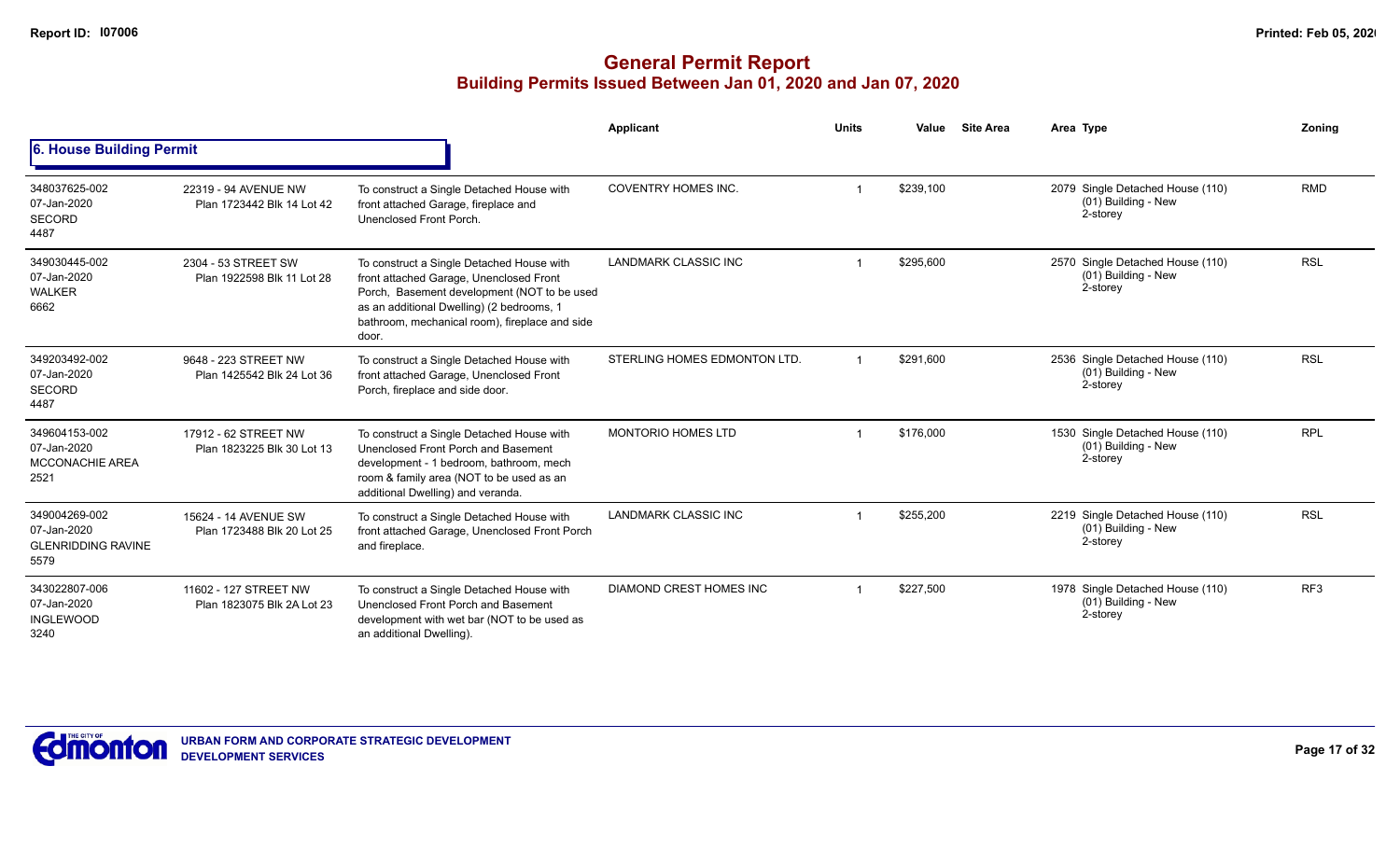# General Permit Report

## Building Permits Issued Between Jan 01, 2020 and Jan 07, 2020

### 6. House Building Permit

| | | | Applicant | Units | Value | Site Area | Area | Type | Zoning |
|---|---|---|---|---|---|---|---|---|---|
| 348037625-002<br>07-Jan-2020<br>SECORD<br>4487 | 22319 - 94 AVENUE NW<br>Plan 1723442 Blk 14 Lot 42 | To construct a Single Detached House with front attached Garage, fireplace and Unenclosed Front Porch. | COVENTRY HOMES INC. | 1 | $239,100 | | 2079 | Single Detached House (110)<br>(01) Building - New<br>2-storey | RMD |
| 349030445-002<br>07-Jan-2020<br>WALKER<br>6662 | 2304 - 53 STREET SW<br>Plan 1922598 Blk 11 Lot 28 | To construct a Single Detached House with front attached Garage, Unenclosed Front Porch, Basement development (NOT to be used as an additional Dwelling) (2 bedrooms, 1 bathroom, mechanical room), fireplace and side door. | LANDMARK CLASSIC INC | 1 | $295,600 | | 2570 | Single Detached House (110)<br>(01) Building - New<br>2-storey | RSL |
| 349203492-002<br>07-Jan-2020<br>SECORD<br>4487 | 9648 - 223 STREET NW<br>Plan 1425542 Blk 24 Lot 36 | To construct a Single Detached House with front attached Garage, Unenclosed Front Porch, fireplace and side door. | STERLING HOMES EDMONTON LTD. | 1 | $291,600 | | 2536 | Single Detached House (110)<br>(01) Building - New<br>2-storey | RSL |
| 349604153-002<br>07-Jan-2020<br>MCCONACHIE AREA<br>2521 | 17912 - 62 STREET NW<br>Plan 1823225 Blk 30 Lot 13 | To construct a Single Detached House with Unenclosed Front Porch and Basement development - 1 bedroom, bathroom, mech room & family area (NOT to be used as an additional Dwelling) and veranda. | MONTORIO HOMES LTD | 1 | $176,000 | | 1530 | Single Detached House (110)<br>(01) Building - New<br>2-storey | RPL |
| 349004269-002<br>07-Jan-2020<br>GLENRIDDING RAVINE<br>5579 | 15624 - 14 AVENUE SW<br>Plan 1723488 Blk 20 Lot 25 | To construct a Single Detached House with front attached Garage, Unenclosed Front Porch and fireplace. | LANDMARK CLASSIC INC | 1 | $255,200 | | 2219 | Single Detached House (110)<br>(01) Building - New<br>2-storey | RSL |
| 343022807-006<br>07-Jan-2020<br>INGLEWOOD<br>3240 | 11602 - 127 STREET NW<br>Plan 1823075 Blk 2A Lot 23 | To construct a Single Detached House with Unenclosed Front Porch and Basement development with wet bar (NOT to be used as an additional Dwelling). | DIAMOND CREST HOMES INC | 1 | $227,500 | | 1978 | Single Detached House (110)<br>(01) Building - New<br>2-storey | RF3 |

URBAN FORM AND CORPORATE STRATEGIC DEVELOPMENT
DEVELOPMENT SERVICES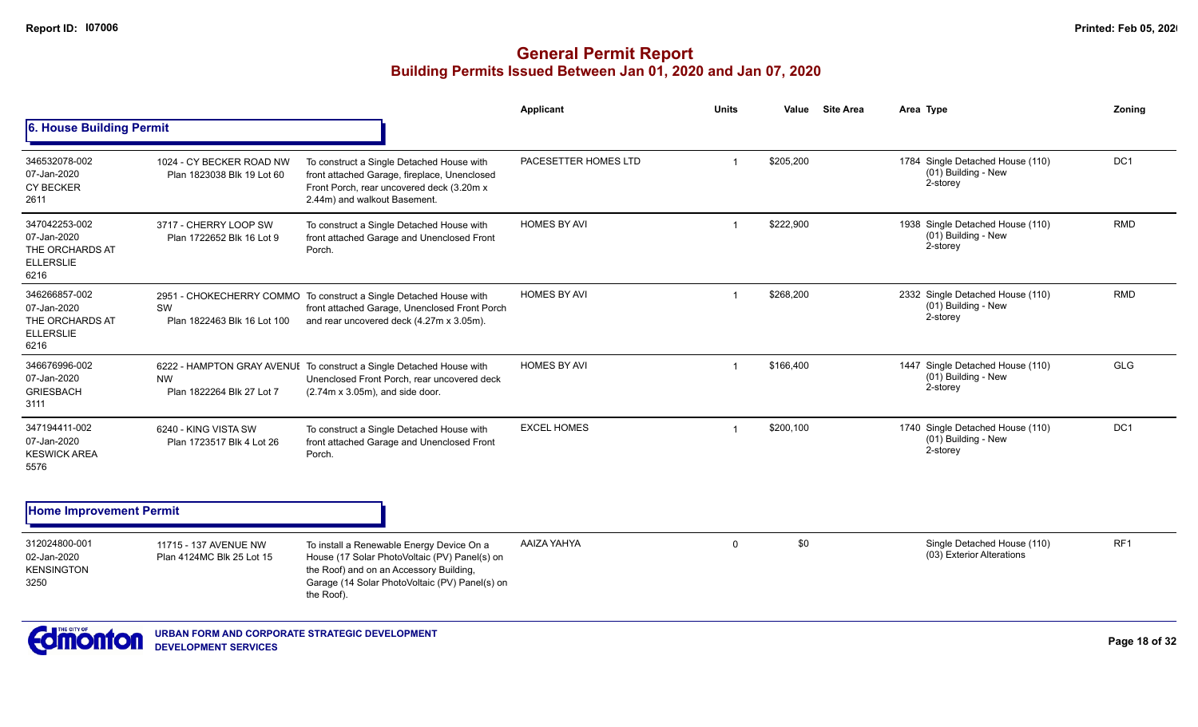# General Permit Report

## Building Permits Issued Between Jan 01, 2020 and Jan 07, 2020

### 6. House Building Permit

| Permit | Address | Description | Applicant | Units | Value | Site Area | Area | Type | Zoning |
|---|---|---|---|---|---|---|---|---|---|
| 346532078-002 07-Jan-2020 CY BECKER 2611 | 1024 - CY BECKER ROAD NW Plan 1823038 Blk 19 Lot 60 | To construct a Single Detached House with front attached Garage, fireplace, Unenclosed Front Porch, rear uncovered deck (3.20m x 2.44m) and walkout Basement. | PACESETTER HOMES LTD | 1 | $205,200 | | 1784 | Single Detached House (110) (01) Building - New 2-storey | DC1 |
| 347042253-002 07-Jan-2020 THE ORCHARDS AT ELLERSLIE 6216 | 3717 - CHERRY LOOP SW Plan 1722652 Blk 16 Lot 9 | To construct a Single Detached House with front attached Garage and Unenclosed Front Porch. | HOMES BY AVI | 1 | $222,900 | | 1938 | Single Detached House (110) (01) Building - New 2-storey | RMD |
| 346266857-002 07-Jan-2020 THE ORCHARDS AT ELLERSLIE 6216 | 2951 - CHOKECHERRY COMMO SW Plan 1822463 Blk 16 Lot 100 | To construct a Single Detached House with front attached Garage, Unenclosed Front Porch and rear uncovered deck (4.27m x 3.05m). | HOMES BY AVI | 1 | $268,200 | | 2332 | Single Detached House (110) (01) Building - New 2-storey | RMD |
| 346676996-002 07-Jan-2020 GRIESBACH 3111 | 6222 - HAMPTON GRAY AVENUE NW Plan 1822264 Blk 27 Lot 7 | To construct a Single Detached House with Unenclosed Front Porch, rear uncovered deck (2.74m x 3.05m), and side door. | HOMES BY AVI | 1 | $166,400 | | 1447 | Single Detached House (110) (01) Building - New 2-storey | GLG |
| 347194411-002 07-Jan-2020 KESWICK AREA 5576 | 6240 - KING VISTA SW Plan 1723517 Blk 4 Lot 26 | To construct a Single Detached House with front attached Garage and Unenclosed Front Porch. | EXCEL HOMES | 1 | $200,100 | | 1740 | Single Detached House (110) (01) Building - New 2-storey | DC1 |

### Home Improvement Permit

| Permit | Address | Description | Applicant | Units | Value | Site Area | Area | Type | Zoning |
|---|---|---|---|---|---|---|---|---|---|
| 312024800-001 02-Jan-2020 KENSINGTON 3250 | 11715 - 137 AVENUE NW Plan 4124MC Blk 25 Lot 15 | To install a Renewable Energy Device On a House (17 Solar PhotoVoltaic (PV) Panel(s) on the Roof) and on an Accessory Building, Garage (14 Solar PhotoVoltaic (PV) Panel(s) on the Roof). | AAIZA YAHYA | 0 | $0 | | | Single Detached House (110) (03) Exterior Alterations | RF1 |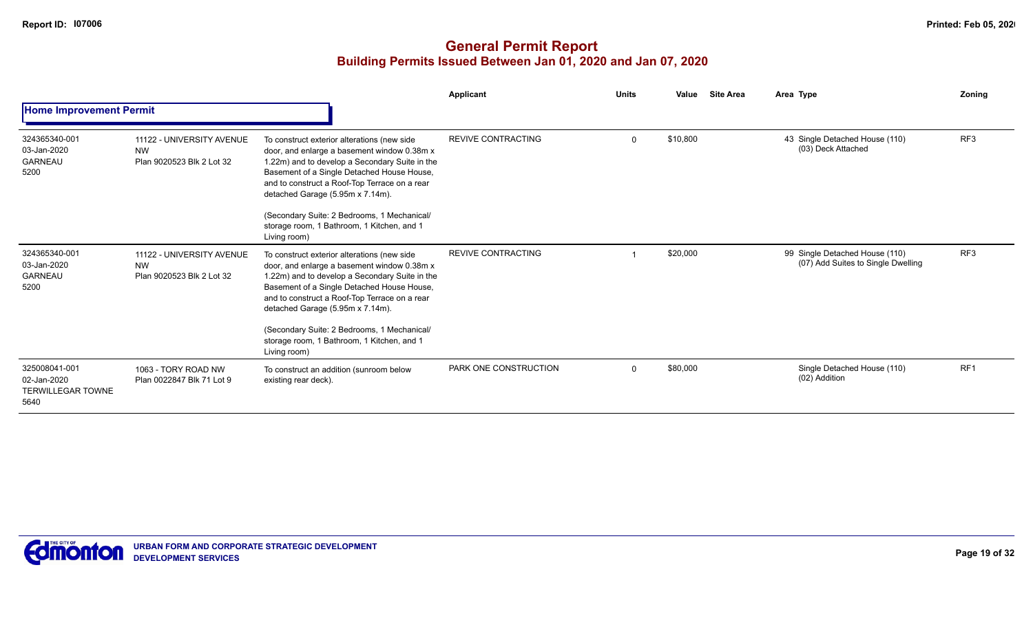# General Permit Report

## Building Permits Issued Between Jan 01, 2020 and Jan 07, 2020

### Home Improvement Permit

| | | | Applicant | Units | Value | Site Area | Area Type | Zoning |
|---|---|---|---|---|---|---|---|---|
| 324365340-001<br>03-Jan-2020<br>GARNEAU<br>5200 | 11122 - UNIVERSITY AVENUE NW<br>Plan 9020523 Blk 2 Lot 32 | To construct exterior alterations (new side door, and enlarge a basement window 0.38m x 1.22m) and to develop a Secondary Suite in the Basement of a Single Detached House House, and to construct a Roof-Top Terrace on a rear detached Garage (5.95m x 7.14m).<br><br>(Secondary Suite: 2 Bedrooms, 1 Mechanical/ storage room, 1 Bathroom, 1 Kitchen, and 1 Living room) | REVIVE CONTRACTING | 0 | $10,800 | | 43 Single Detached House (110)<br>(03) Deck Attached | RF3 |
| 324365340-001<br>03-Jan-2020<br>GARNEAU<br>5200 | 11122 - UNIVERSITY AVENUE NW<br>Plan 9020523 Blk 2 Lot 32 | To construct exterior alterations (new side door, and enlarge a basement window 0.38m x 1.22m) and to develop a Secondary Suite in the Basement of a Single Detached House House, and to construct a Roof-Top Terrace on a rear detached Garage (5.95m x 7.14m).<br><br>(Secondary Suite: 2 Bedrooms, 1 Mechanical/ storage room, 1 Bathroom, 1 Kitchen, and 1 Living room) | REVIVE CONTRACTING | 1 | $20,000 | | 99 Single Detached House (110)<br>(07) Add Suites to Single Dwelling | RF3 |
| 325008041-001<br>02-Jan-2020<br>TERWILLEGAR TOWNE<br>5640 | 1063 - TORY ROAD NW<br>Plan 0022847 Blk 71 Lot 9 | To construct an addition (sunroom below existing rear deck). | PARK ONE CONSTRUCTION | 0 | $80,000 | | Single Detached House (110)<br>(02) Addition | RF1 |

URBAN FORM AND CORPORATE STRATEGIC DEVELOPMENT
DEVELOPMENT SERVICES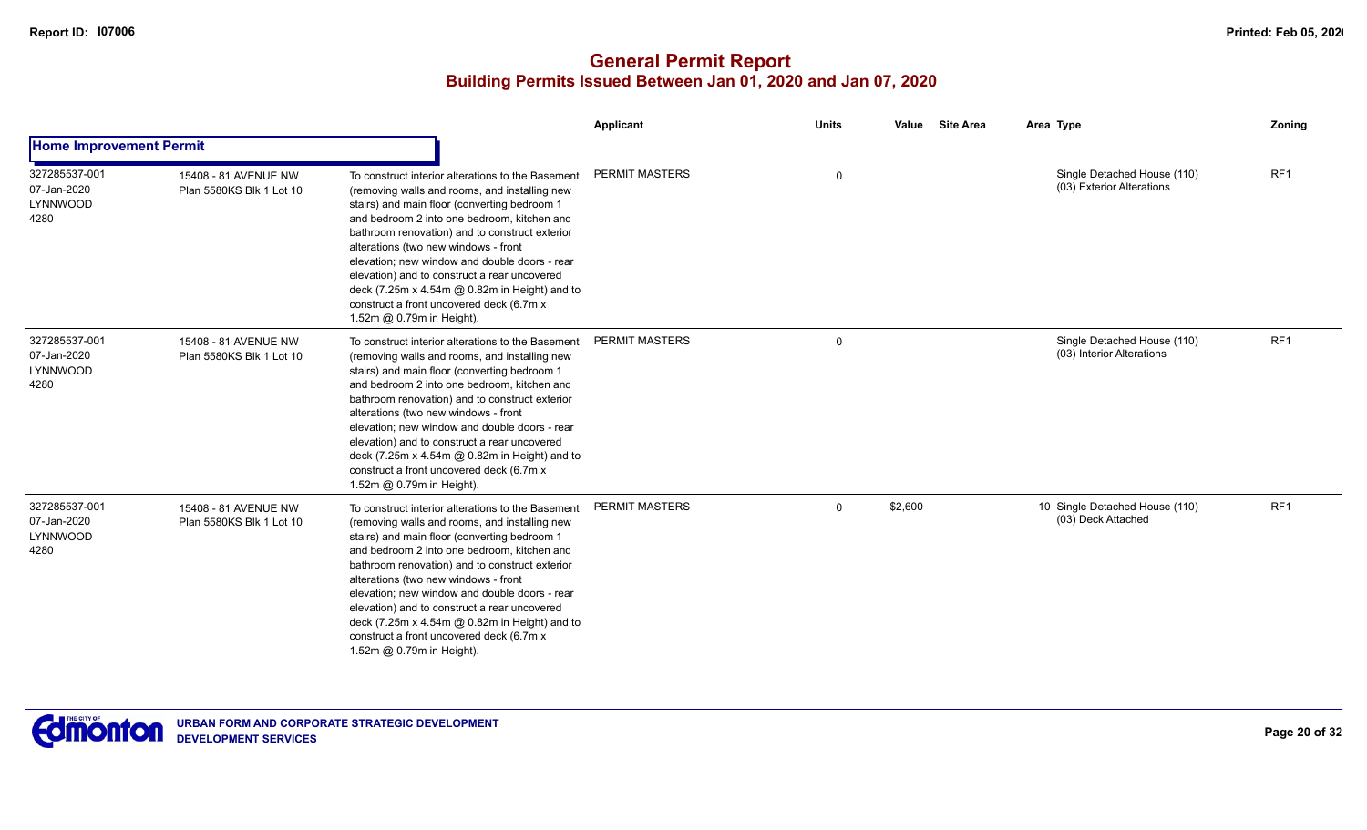## General Permit Report
### Building Permits Issued Between Jan 01, 2020 and Jan 07, 2020

| | | | Applicant | Units | Value | Site Area | Area | Type | Zoning |
|---|---|---|---|---|---|---|---|---|---|
| **Home Improvement Permit** | | | | | | | | | |
| 327285537-001 07-Jan-2020 LYNNWOOD 4280 | 15408 - 81 AVENUE NW Plan 5580KS Blk 1 Lot 10 | To construct interior alterations to the Basement (removing walls and rooms, and installing new stairs) and main floor (converting bedroom 1 and bedroom 2 into one bedroom, kitchen and bathroom renovation) and to construct exterior alterations (two new windows - front elevation; new window and double doors - rear elevation) and to construct a rear uncovered deck (7.25m x 4.54m @ 0.82m in Height) and to construct a front uncovered deck (6.7m x 1.52m @ 0.79m in Height). | PERMIT MASTERS | 0 | | | | Single Detached House (110) (03) Exterior Alterations | RF1 |
| 327285537-001 07-Jan-2020 LYNNWOOD 4280 | 15408 - 81 AVENUE NW Plan 5580KS Blk 1 Lot 10 | To construct interior alterations to the Basement (removing walls and rooms, and installing new stairs) and main floor (converting bedroom 1 and bedroom 2 into one bedroom, kitchen and bathroom renovation) and to construct exterior alterations (two new windows - front elevation; new window and double doors - rear elevation) and to construct a rear uncovered deck (7.25m x 4.54m @ 0.82m in Height) and to construct a front uncovered deck (6.7m x 1.52m @ 0.79m in Height). | PERMIT MASTERS | 0 | | | | Single Detached House (110) (03) Interior Alterations | RF1 |
| 327285537-001 07-Jan-2020 LYNNWOOD 4280 | 15408 - 81 AVENUE NW Plan 5580KS Blk 1 Lot 10 | To construct interior alterations to the Basement (removing walls and rooms, and installing new stairs) and main floor (converting bedroom 1 and bedroom 2 into one bedroom, kitchen and bathroom renovation) and to construct exterior alterations (two new windows - front elevation; new window and double doors - rear elevation) and to construct a rear uncovered deck (7.25m x 4.54m @ 0.82m in Height) and to construct a front uncovered deck (6.7m x 1.52m @ 0.79m in Height). | PERMIT MASTERS | 0 | $2,600 | | 10 | Single Detached House (110) (03) Deck Attached | RF1 |

URBAN FORM AND CORPORATE STRATEGIC DEVELOPMENT
DEVELOPMENT SERVICES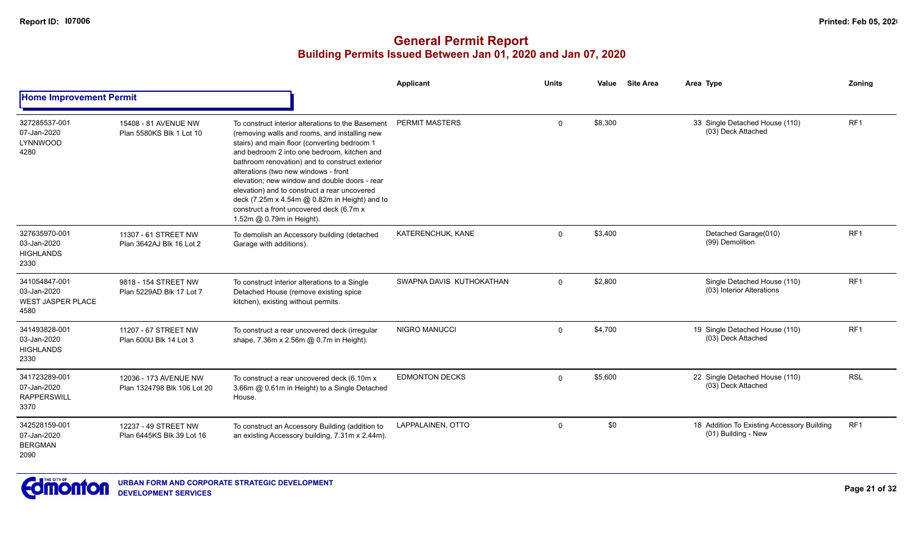# General Permit Report
## Building Permits Issued Between Jan 01, 2020 and Jan 07, 2020

### Home Improvement Permit

| | | | Applicant | Units | Value | Site Area | Area Type | Zoning |
|---|---|---|---|---|---|---|---|---|
| 327285537-001<br>07-Jan-2020<br>LYNNWOOD<br>4280 | 15408 - 81 AVENUE NW<br>Plan 5580KS Blk 1 Lot 10 | To construct interior alterations to the Basement (removing walls and rooms, and installing new stairs) and main floor (converting bedroom 1 and bedroom 2 into one bedroom, kitchen and bathroom renovation) and to construct exterior alterations (two new windows - front elevation; new window and double doors - rear elevation) and to construct a rear uncovered deck (7.25m x 4.54m @ 0.82m in Height) and to construct a front uncovered deck (6.7m x 1.52m @ 0.79m in Height). | PERMIT MASTERS | 0 | $8,300 | | 33 Single Detached House (110)<br>(03) Deck Attached | RF1 |
| 327635970-001<br>03-Jan-2020<br>HIGHLANDS<br>2330 | 11307 - 61 STREET NW<br>Plan 3642AJ Blk 16 Lot 2 | To demolish an Accessory building (detached Garage with additions). | KATERENCHUK, KANE | 0 | $3,400 | | Detached Garage(010)<br>(99) Demolition | RF1 |
| 341054847-001<br>03-Jan-2020<br>WEST JASPER PLACE<br>4580 | 9818 - 154 STREET NW<br>Plan 5229AD Blk 17 Lot 7 | To construct interior alterations to a Single Detached House (remove existing spice kitchen), existing without permits. | SWAPNA DAVIS KUTHOKATHAN | 0 | $2,800 | | Single Detached House (110)<br>(03) Interior Alterations | RF1 |
| 341493828-001<br>03-Jan-2020<br>HIGHLANDS<br>2330 | 11207 - 67 STREET NW<br>Plan 600U Blk 14 Lot 3 | To construct a rear uncovered deck (irregular shape, 7.36m x 2.56m @ 0.7m in Height). | NIGRO MANUCCI | 0 | $4,700 | | 19 Single Detached House (110)<br>(03) Deck Attached | RF1 |
| 341723289-001<br>07-Jan-2020<br>RAPPERSWILL<br>3370 | 12036 - 173 AVENUE NW<br>Plan 1324798 Blk 106 Lot 20 | To construct a rear uncovered deck (6.10m x 3.66m @ 0.61m in Height) to a Single Detached House. | EDMONTON DECKS | 0 | $5,600 | | 22 Single Detached House (110)<br>(03) Deck Attached | RSL |
| 342528159-001<br>07-Jan-2020<br>BERGMAN<br>2090 | 12237 - 49 STREET NW<br>Plan 6445KS Blk 39 Lot 16 | To construct an Accessory Building (addition to an existing Accessory building, 7.31m x 2.44m). | LAPPALAINEN, OTTO | 0 | $0 | | 18 Addition To Existing Accessory Building<br>(01) Building - New | RF1 |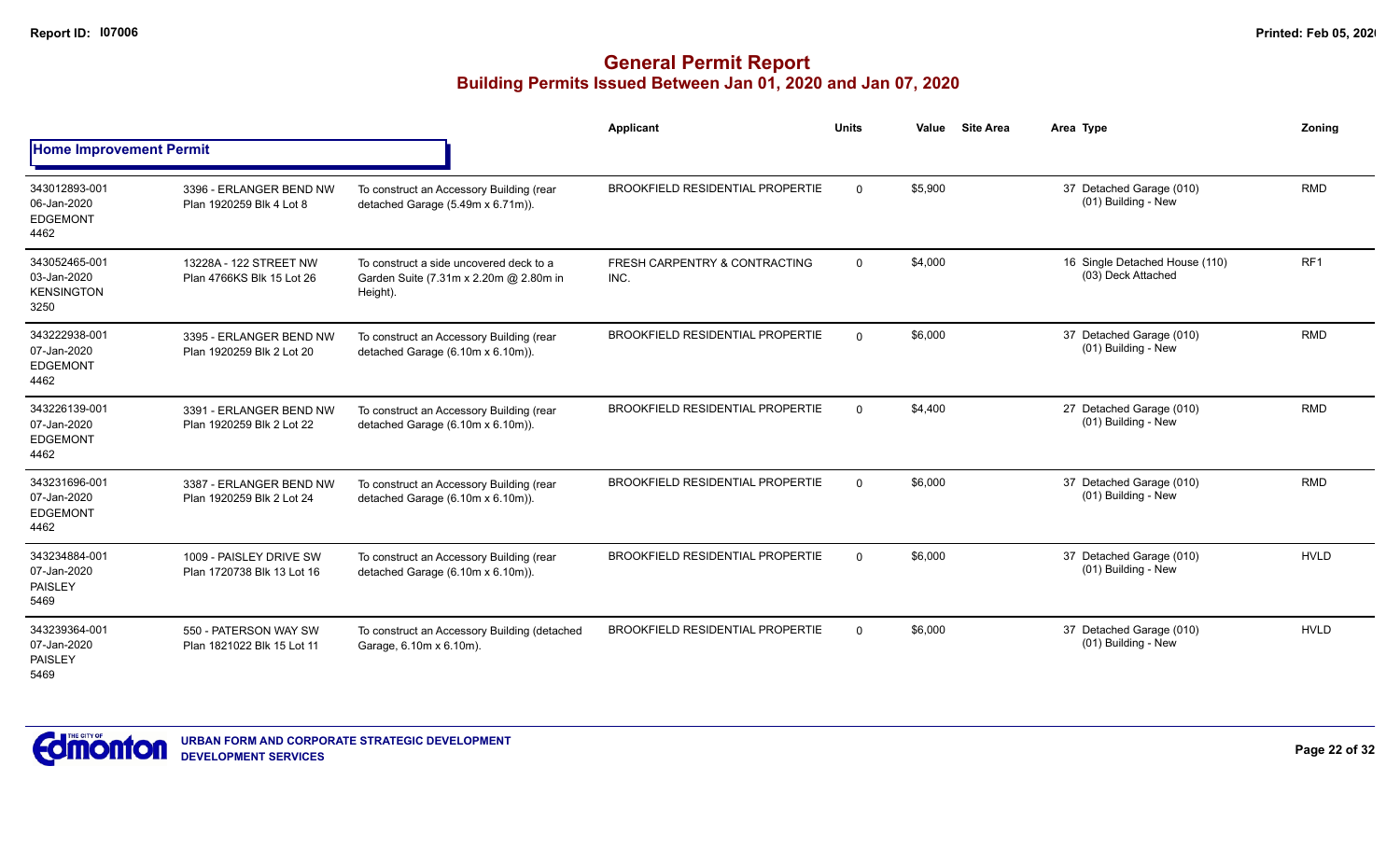## General Permit Report
### Building Permits Issued Between Jan 01, 2020 and Jan 07, 2020

**Home Improvement Permit**

| Permit | Address / Legal | Description | Applicant | Units | Value | Site Area | Area Type | Zoning |
|---|---|---|---|---|---|---|---|---|
| 343012893-001 06-Jan-2020 EDGEMONT 4462 | 3396 - ERLANGER BEND NW Plan 1920259 Blk 4 Lot 8 | To construct an Accessory Building (rear detached Garage (5.49m x 6.71m)). | BROOKFIELD RESIDENTIAL PROPERTIE | 0 | $5,900 | | 37 Detached Garage (010) (01) Building - New | RMD |
| 343052465-001 03-Jan-2020 KENSINGTON 3250 | 13228A - 122 STREET NW Plan 4766KS Blk 15 Lot 26 | To construct a side uncovered deck to a Garden Suite (7.31m x 2.20m @ 2.80m in Height). | FRESH CARPENTRY & CONTRACTING INC. | 0 | $4,000 | | 16 Single Detached House (110) (03) Deck Attached | RF1 |
| 343222938-001 07-Jan-2020 EDGEMONT 4462 | 3395 - ERLANGER BEND NW Plan 1920259 Blk 2 Lot 20 | To construct an Accessory Building (rear detached Garage (6.10m x 6.10m)). | BROOKFIELD RESIDENTIAL PROPERTIE | 0 | $6,000 | | 37 Detached Garage (010) (01) Building - New | RMD |
| 343226139-001 07-Jan-2020 EDGEMONT 4462 | 3391 - ERLANGER BEND NW Plan 1920259 Blk 2 Lot 22 | To construct an Accessory Building (rear detached Garage (6.10m x 6.10m)). | BROOKFIELD RESIDENTIAL PROPERTIE | 0 | $4,400 | | 27 Detached Garage (010) (01) Building - New | RMD |
| 343231696-001 07-Jan-2020 EDGEMONT 4462 | 3387 - ERLANGER BEND NW Plan 1920259 Blk 2 Lot 24 | To construct an Accessory Building (rear detached Garage (6.10m x 6.10m)). | BROOKFIELD RESIDENTIAL PROPERTIE | 0 | $6,000 | | 37 Detached Garage (010) (01) Building - New | RMD |
| 343234884-001 07-Jan-2020 PAISLEY 5469 | 1009 - PAISLEY DRIVE SW Plan 1720738 Blk 13 Lot 16 | To construct an Accessory Building (rear detached Garage (6.10m x 6.10m)). | BROOKFIELD RESIDENTIAL PROPERTIE | 0 | $6,000 | | 37 Detached Garage (010) (01) Building - New | HVLD |
| 343239364-001 07-Jan-2020 PAISLEY 5469 | 550 - PATERSON WAY SW Plan 1821022 Blk 15 Lot 11 | To construct an Accessory Building (detached Garage, 6.10m x 6.10m). | BROOKFIELD RESIDENTIAL PROPERTIE | 0 | $6,000 | | 37 Detached Garage (010) (01) Building - New | HVLD |

**URBAN FORM AND CORPORATE STRATEGIC DEVELOPMENT**
**DEVELOPMENT SERVICES**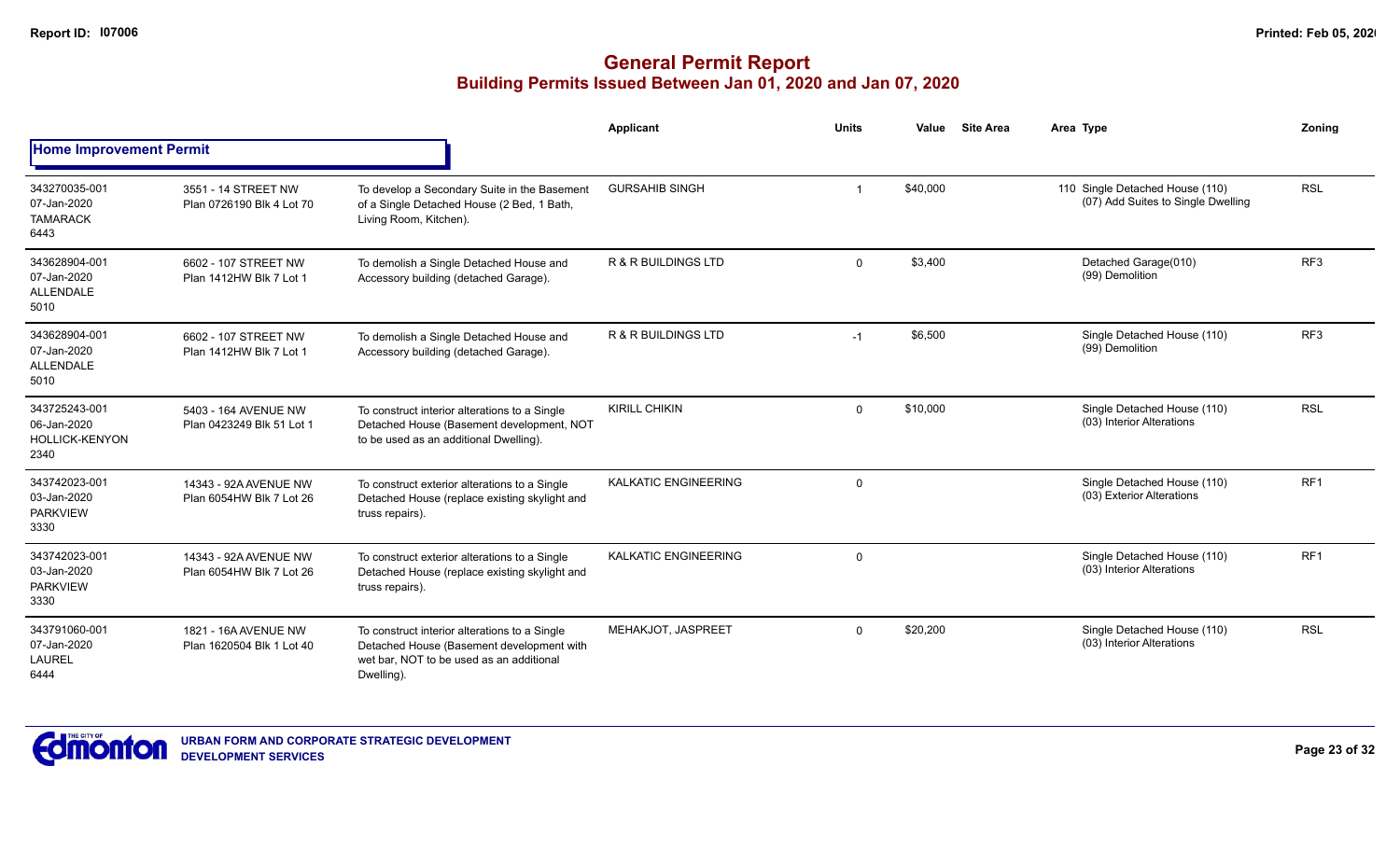# General Permit Report

## Building Permits Issued Between Jan 01, 2020 and Jan 07, 2020

| | | | Applicant | Units | Value | Site Area | Area Type | Zoning |
|---|---|---|---|---|---|---|---|---|
| **Home Improvement Permit** | | | | | | | | |
| 343270035-001<br>07-Jan-2020<br>TAMARACK<br>6443 | 3551 - 14 STREET NW<br>Plan 0726190 Blk 4 Lot 70 | To develop a Secondary Suite in the Basement of a Single Detached House (2 Bed, 1 Bath, Living Room, Kitchen). | GURSAHIB SINGH | 1 | $40,000 | | 110 Single Detached House (110)<br>(07) Add Suites to Single Dwelling | RSL |
| 343628904-001<br>07-Jan-2020<br>ALLENDALE<br>5010 | 6602 - 107 STREET NW<br>Plan 1412HW Blk 7 Lot 1 | To demolish a Single Detached House and Accessory building (detached Garage). | R & R BUILDINGS LTD | 0 | $3,400 | | Detached Garage(010)<br>(99) Demolition | RF3 |
| 343628904-001<br>07-Jan-2020<br>ALLENDALE<br>5010 | 6602 - 107 STREET NW<br>Plan 1412HW Blk 7 Lot 1 | To demolish a Single Detached House and Accessory building (detached Garage). | R & R BUILDINGS LTD | -1 | $6,500 | | Single Detached House (110)<br>(99) Demolition | RF3 |
| 343725243-001<br>06-Jan-2020<br>HOLLICK-KENYON<br>2340 | 5403 - 164 AVENUE NW<br>Plan 0423249 Blk 51 Lot 1 | To construct interior alterations to a Single Detached House (Basement development, NOT to be used as an additional Dwelling). | KIRILL CHIKIN | 0 | $10,000 | | Single Detached House (110)<br>(03) Interior Alterations | RSL |
| 343742023-001<br>03-Jan-2020<br>PARKVIEW<br>3330 | 14343 - 92A AVENUE NW<br>Plan 6054HW Blk 7 Lot 26 | To construct exterior alterations to a Single Detached House (replace existing skylight and truss repairs). | KALKATIC ENGINEERING | 0 | | | Single Detached House (110)<br>(03) Exterior Alterations | RF1 |
| 343742023-001<br>03-Jan-2020<br>PARKVIEW<br>3330 | 14343 - 92A AVENUE NW<br>Plan 6054HW Blk 7 Lot 26 | To construct exterior alterations to a Single Detached House (replace existing skylight and truss repairs). | KALKATIC ENGINEERING | 0 | | | Single Detached House (110)<br>(03) Interior Alterations | RF1 |
| 343791060-001<br>07-Jan-2020<br>LAUREL<br>6444 | 1821 - 16A AVENUE NW<br>Plan 1620504 Blk 1 Lot 40 | To construct interior alterations to a Single Detached House (Basement development with wet bar, NOT to be used as an additional Dwelling). | MEHAKJOT, JASPREET | 0 | $20,200 | | Single Detached House (110)<br>(03) Interior Alterations | RSL |

URBAN FORM AND CORPORATE STRATEGIC DEVELOPMENT
DEVELOPMENT SERVICES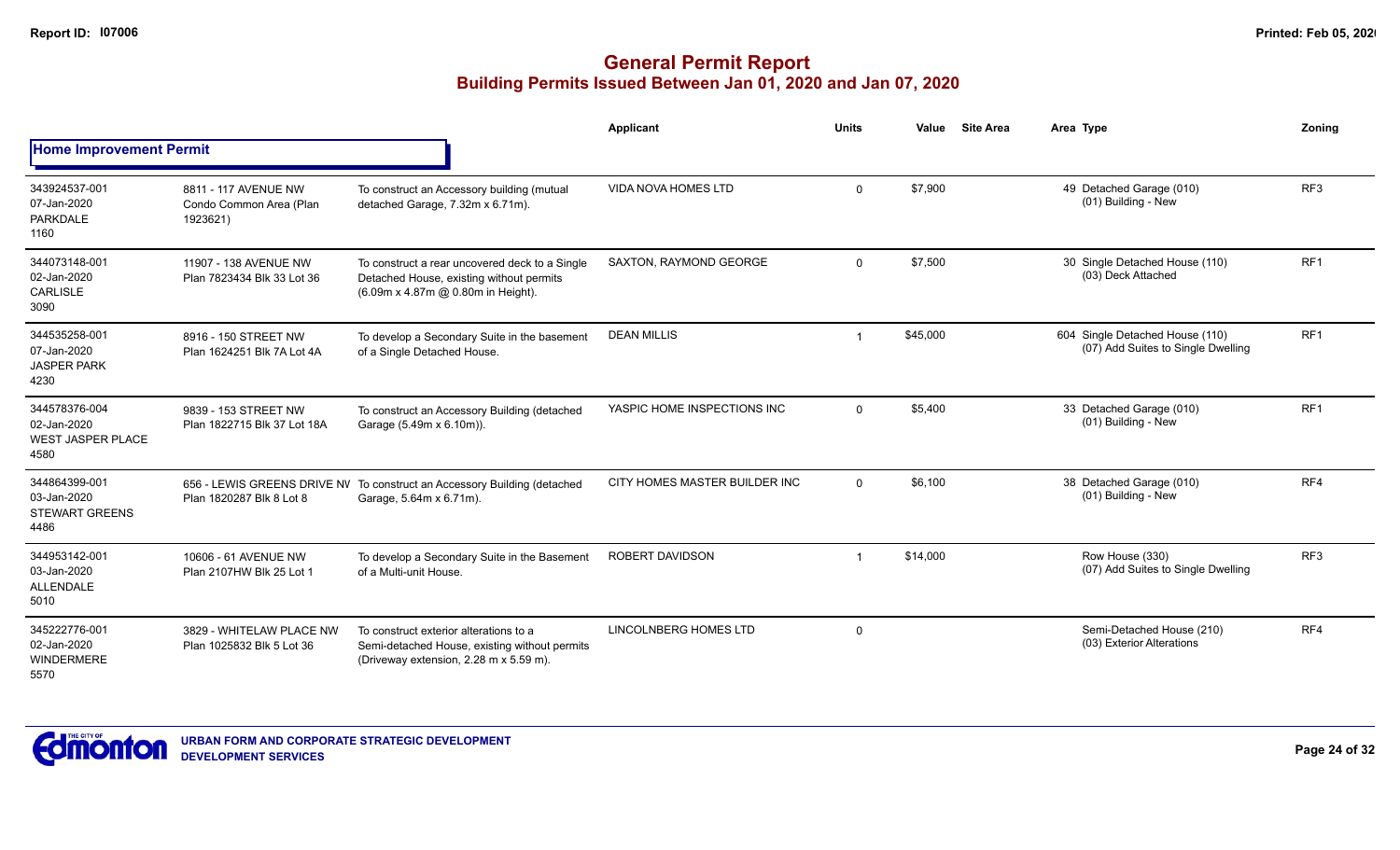# General Permit Report

## Building Permits Issued Between Jan 01, 2020 and Jan 07, 2020

### Home Improvement Permit

| Permit | Address | Description | Applicant | Units | Value | Site Area | Area | Type | Zoning |
|---|---|---|---|---|---|---|---|---|---|
| 343924537-001<br>07-Jan-2020<br>PARKDALE<br>1160 | 8811 - 117 AVENUE NW<br>Condo Common Area (Plan 1923621) | To construct an Accessory building (mutual detached Garage, 7.32m x 6.71m). | VIDA NOVA HOMES LTD | 0 | $7,900 | | 49 | Detached Garage (010)<br>(01) Building - New | RF3 |
| 344073148-001<br>02-Jan-2020<br>CARLISLE<br>3090 | 11907 - 138 AVENUE NW<br>Plan 7823434 Blk 33 Lot 36 | To construct a rear uncovered deck to a Single Detached House, existing without permits (6.09m x 4.87m @ 0.80m in Height). | SAXTON, RAYMOND GEORGE | 0 | $7,500 | | 30 | Single Detached House (110)<br>(03) Deck Attached | RF1 |
| 344535258-001<br>07-Jan-2020<br>JASPER PARK<br>4230 | 8916 - 150 STREET NW<br>Plan 1624251 Blk 7A Lot 4A | To develop a Secondary Suite in the basement of a Single Detached House. | DEAN MILLIS | 1 | $45,000 | | 604 | Single Detached House (110)<br>(07) Add Suites to Single Dwelling | RF1 |
| 344578376-004<br>02-Jan-2020<br>WEST JASPER PLACE<br>4580 | 9839 - 153 STREET NW<br>Plan 1822715 Blk 37 Lot 18A | To construct an Accessory Building (detached Garage (5.49m x 6.10m)). | YASPIC HOME INSPECTIONS INC | 0 | $5,400 | | 33 | Detached Garage (010)<br>(01) Building - New | RF1 |
| 344864399-001<br>03-Jan-2020<br>STEWART GREENS<br>4486 | 656 - LEWIS GREENS DRIVE NW<br>Plan 1820287 Blk 8 Lot 8 | To construct an Accessory Building (detached Garage, 5.64m x 6.71m). | CITY HOMES MASTER BUILDER INC | 0 | $6,100 | | 38 | Detached Garage (010)<br>(01) Building - New | RF4 |
| 344953142-001<br>03-Jan-2020<br>ALLENDALE<br>5010 | 10606 - 61 AVENUE NW<br>Plan 2107HW Blk 25 Lot 1 | To develop a Secondary Suite in the Basement of a Multi-unit House. | ROBERT DAVIDSON | 1 | $14,000 | | | Row House (330)<br>(07) Add Suites to Single Dwelling | RF3 |
| 345222776-001<br>02-Jan-2020<br>WINDERMERE<br>5570 | 3829 - WHITELAW PLACE NW<br>Plan 1025832 Blk 5 Lot 36 | To construct exterior alterations to a Semi-detached House, existing without permits (Driveway extension, 2.28 m x 5.59 m). | LINCOLNBERG HOMES LTD | 0 | | | | Semi-Detached House (210)<br>(03) Exterior Alterations | RF4 |

URBAN FORM AND CORPORATE STRATEGIC DEVELOPMENT
DEVELOPMENT SERVICES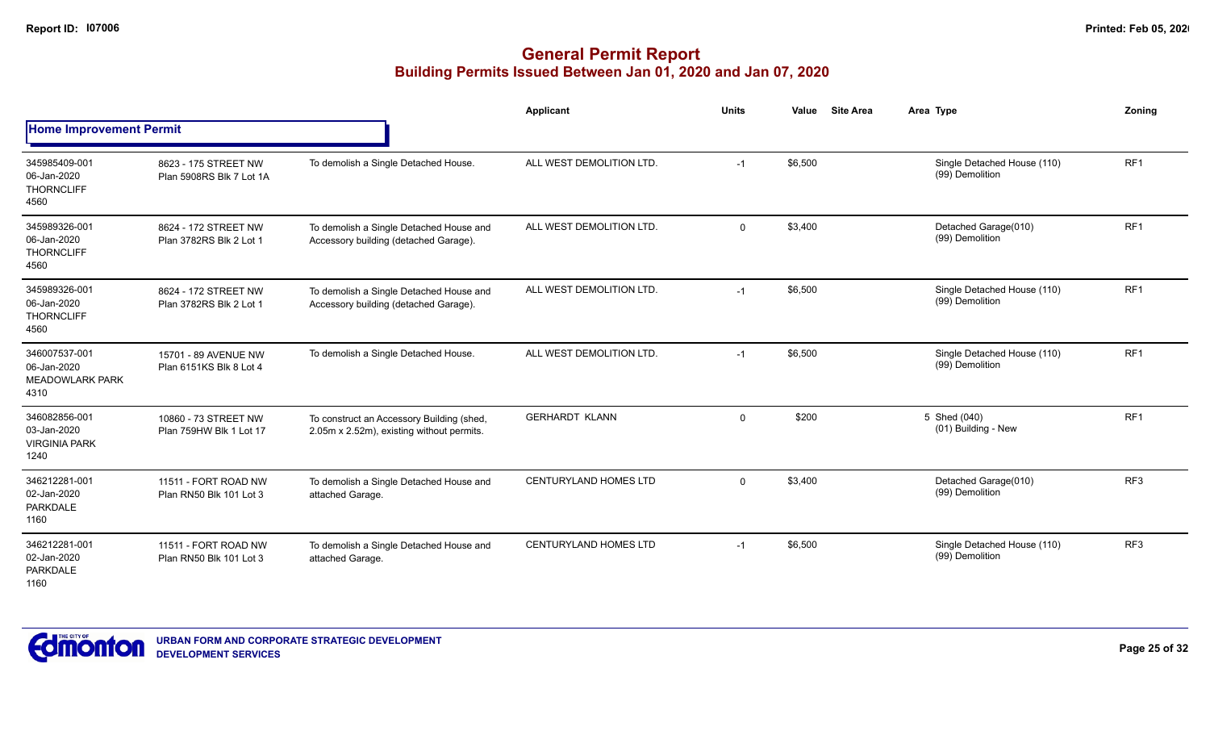## General Permit Report
### Building Permits Issued Between Jan 01, 2020 and Jan 07, 2020

**Home Improvement Permit**

| | | | Applicant | Units | Value | Site Area | Area Type | Zoning |
|---|---|---|---|---|---|---|---|---|
| 345985409-001<br>06-Jan-2020<br>THORNCLIFF<br>4560 | 8623 - 175 STREET NW<br>Plan 5908RS Blk 7 Lot 1A | To demolish a Single Detached House. | ALL WEST DEMOLITION LTD. | -1 | $6,500 | | Single Detached House (110)<br>(99) Demolition | RF1 |
| 345989326-001<br>06-Jan-2020<br>THORNCLIFF<br>4560 | 8624 - 172 STREET NW<br>Plan 3782RS Blk 2 Lot 1 | To demolish a Single Detached House and Accessory building (detached Garage). | ALL WEST DEMOLITION LTD. | 0 | $3,400 | | Detached Garage(010)<br>(99) Demolition | RF1 |
| 345989326-001<br>06-Jan-2020<br>THORNCLIFF<br>4560 | 8624 - 172 STREET NW<br>Plan 3782RS Blk 2 Lot 1 | To demolish a Single Detached House and Accessory building (detached Garage). | ALL WEST DEMOLITION LTD. | -1 | $6,500 | | Single Detached House (110)<br>(99) Demolition | RF1 |
| 346007537-001<br>06-Jan-2020<br>MEADOWLARK PARK<br>4310 | 15701 - 89 AVENUE NW<br>Plan 6151KS Blk 8 Lot 4 | To demolish a Single Detached House. | ALL WEST DEMOLITION LTD. | -1 | $6,500 | | Single Detached House (110)<br>(99) Demolition | RF1 |
| 346082856-001<br>03-Jan-2020<br>VIRGINIA PARK<br>1240 | 10860 - 73 STREET NW<br>Plan 759HW Blk 1 Lot 17 | To construct an Accessory Building (shed, 2.05m x 2.52m), existing without permits. | GERHARDT KLANN | 0 | $200 | | 5 Shed (040)<br>(01) Building - New | RF1 |
| 346212281-001<br>02-Jan-2020<br>PARKDALE<br>1160 | 11511 - FORT ROAD NW<br>Plan RN50 Blk 101 Lot 3 | To demolish a Single Detached House and attached Garage. | CENTURYLAND HOMES LTD | 0 | $3,400 | | Detached Garage(010)<br>(99) Demolition | RF3 |
| 346212281-001<br>02-Jan-2020<br>PARKDALE<br>1160 | 11511 - FORT ROAD NW<br>Plan RN50 Blk 101 Lot 3 | To demolish a Single Detached House and attached Garage. | CENTURYLAND HOMES LTD | -1 | $6,500 | | Single Detached House (110)<br>(99) Demolition | RF3 |

URBAN FORM AND CORPORATE STRATEGIC DEVELOPMENT
DEVELOPMENT SERVICES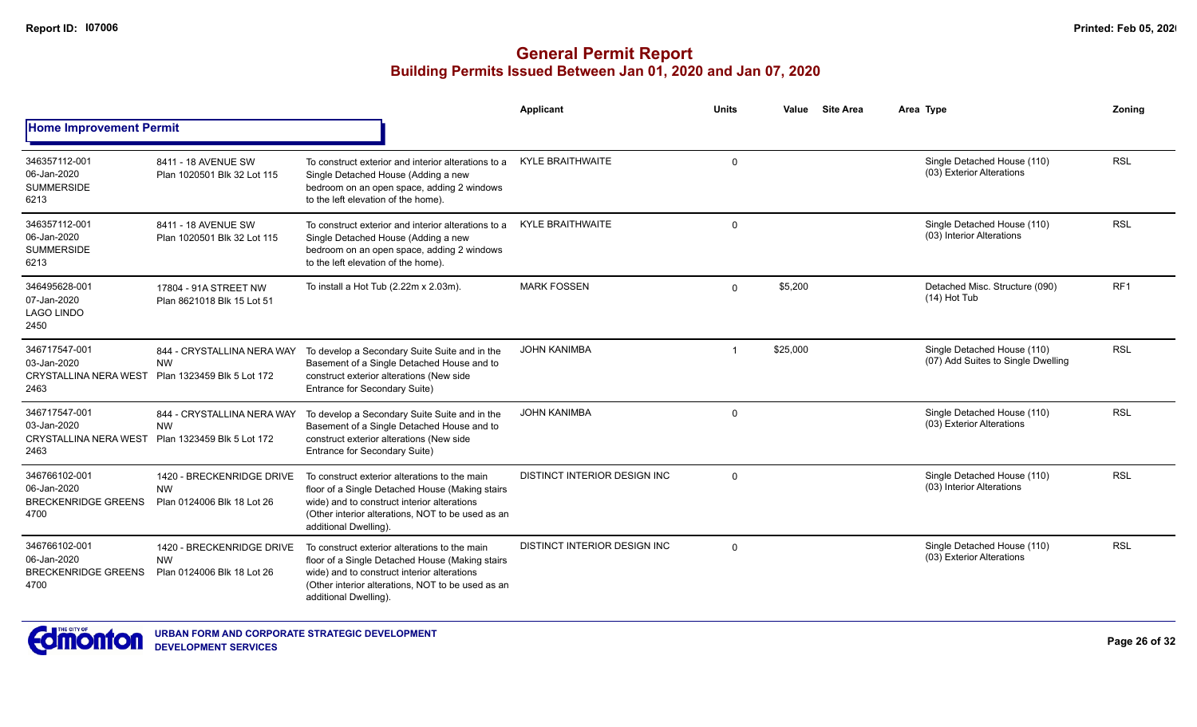# General Permit Report

## Building Permits Issued Between Jan 01, 2020 and Jan 07, 2020

### Home Improvement Permit

| | | | Applicant | Units | Value | Site Area | Area Type | Zoning |
|---|---|---|---|---|---|---|---|---|
| 346357112-001<br>06-Jan-2020<br>SUMMERSIDE<br>6213 | 8411 - 18 AVENUE SW<br>Plan 1020501 Blk 32 Lot 115 | To construct exterior and interior alterations to a Single Detached House (Adding a new bedroom on an open space, adding 2 windows to the left elevation of the home). | KYLE BRAITHWAITE | 0 | | | Single Detached House (110)<br>(03) Exterior Alterations | RSL |
| 346357112-001<br>06-Jan-2020<br>SUMMERSIDE<br>6213 | 8411 - 18 AVENUE SW<br>Plan 1020501 Blk 32 Lot 115 | To construct exterior and interior alterations to a Single Detached House (Adding a new bedroom on an open space, adding 2 windows to the left elevation of the home). | KYLE BRAITHWAITE | 0 | | | Single Detached House (110)<br>(03) Interior Alterations | RSL |
| 346495628-001<br>07-Jan-2020<br>LAGO LINDO<br>2450 | 17804 - 91A STREET NW<br>Plan 8621018 Blk 15 Lot 51 | To install a Hot Tub (2.22m x 2.03m). | MARK FOSSEN | 0 | $5,200 | | Detached Misc. Structure (090)<br>(14) Hot Tub | RF1 |
| 346717547-001<br>03-Jan-2020<br>CRYSTALLINA NERA WEST<br>2463 | 844 - CRYSTALLINA NERA WAY NW<br>Plan 1323459 Blk 5 Lot 172 | To develop a Secondary Suite Suite and in the Basement of a Single Detached House and to construct exterior alterations (New side Entrance for Secondary Suite) | JOHN KANIMBA | 1 | $25,000 | | Single Detached House (110)<br>(07) Add Suites to Single Dwelling | RSL |
| 346717547-001<br>03-Jan-2020<br>CRYSTALLINA NERA WEST<br>2463 | 844 - CRYSTALLINA NERA WAY NW<br>Plan 1323459 Blk 5 Lot 172 | To develop a Secondary Suite Suite and in the Basement of a Single Detached House and to construct exterior alterations (New side Entrance for Secondary Suite) | JOHN KANIMBA | 0 | | | Single Detached House (110)<br>(03) Exterior Alterations | RSL |
| 346766102-001<br>06-Jan-2020<br>BRECKENRIDGE GREENS<br>4700 | 1420 - BRECKENRIDGE DRIVE NW<br>Plan 0124006 Blk 18 Lot 26 | To construct exterior alterations to the main floor of a Single Detached House (Making stairs wide) and to construct interior alterations (Other interior alterations, NOT to be used as an additional Dwelling). | DISTINCT INTERIOR DESIGN INC | 0 | | | Single Detached House (110)<br>(03) Interior Alterations | RSL |
| 346766102-001<br>06-Jan-2020<br>BRECKENRIDGE GREENS<br>4700 | 1420 - BRECKENRIDGE DRIVE NW<br>Plan 0124006 Blk 18 Lot 26 | To construct exterior alterations to the main floor of a Single Detached House (Making stairs wide) and to construct interior alterations (Other interior alterations, NOT to be used as an additional Dwelling). | DISTINCT INTERIOR DESIGN INC | 0 | | | Single Detached House (110)<br>(03) Exterior Alterations | RSL |

URBAN FORM AND CORPORATE STRATEGIC DEVELOPMENT
DEVELOPMENT SERVICES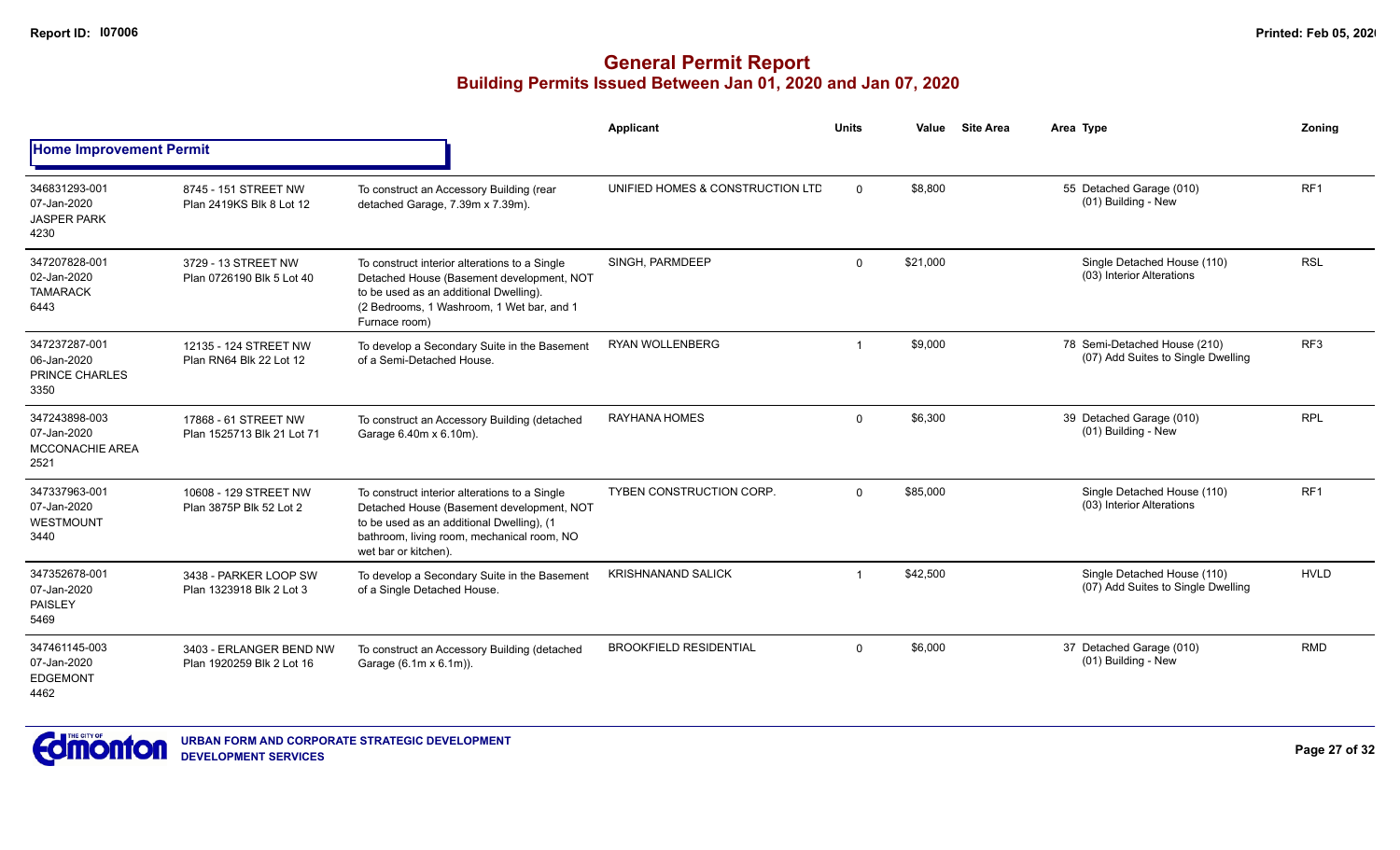# General Permit Report

## Building Permits Issued Between Jan 01, 2020 and Jan 07, 2020

### Home Improvement Permit

| Permit | Address | Description | Applicant | Units | Value | Site Area | Area Type | Zoning |
|---|---|---|---|---|---|---|---|---|
| 346831293-001<br>07-Jan-2020<br>JASPER PARK<br>4230 | 8745 - 151 STREET NW<br>Plan 2419KS Blk 8 Lot 12 | To construct an Accessory Building (rear detached Garage, 7.39m x 7.39m). | UNIFIED HOMES & CONSTRUCTION LTD | 0 | $8,800 | | 55 Detached Garage (010)<br>(01) Building - New | RF1 |
| 347207828-001<br>02-Jan-2020<br>TAMARACK<br>6443 | 3729 - 13 STREET NW<br>Plan 0726190 Blk 5 Lot 40 | To construct interior alterations to a Single Detached House (Basement development, NOT to be used as an additional Dwelling). (2 Bedrooms, 1 Washroom, 1 Wet bar, and 1 Furnace room) | SINGH, PARMDEEP | 0 | $21,000 | | Single Detached House (110)<br>(03) Interior Alterations | RSL |
| 347237287-001<br>06-Jan-2020<br>PRINCE CHARLES<br>3350 | 12135 - 124 STREET NW<br>Plan RN64 Blk 22 Lot 12 | To develop a Secondary Suite in the Basement of a Semi-Detached House. | RYAN WOLLENBERG | 1 | $9,000 | | 78 Semi-Detached House (210)<br>(07) Add Suites to Single Dwelling | RF3 |
| 347243898-003<br>07-Jan-2020<br>MCCONACHIE AREA<br>2521 | 17868 - 61 STREET NW<br>Plan 1525713 Blk 21 Lot 71 | To construct an Accessory Building (detached Garage 6.40m x 6.10m). | RAYHANA HOMES | 0 | $6,300 | | 39 Detached Garage (010)<br>(01) Building - New | RPL |
| 347337963-001<br>07-Jan-2020<br>WESTMOUNT<br>3440 | 10608 - 129 STREET NW<br>Plan 3875P Blk 52 Lot 2 | To construct interior alterations to a Single Detached House (Basement development, NOT to be used as an additional Dwelling), (1 bathroom, living room, mechanical room, NO wet bar or kitchen). | TYBEN CONSTRUCTION CORP. | 0 | $85,000 | | Single Detached House (110)<br>(03) Interior Alterations | RF1 |
| 347352678-001<br>07-Jan-2020<br>PAISLEY<br>5469 | 3438 - PARKER LOOP SW<br>Plan 1323918 Blk 2 Lot 3 | To develop a Secondary Suite in the Basement of a Single Detached House. | KRISHNANAND SALICK | 1 | $42,500 | | Single Detached House (110)<br>(07) Add Suites to Single Dwelling | HVLD |
| 347461145-003<br>07-Jan-2020<br>EDGEMONT<br>4462 | 3403 - ERLANGER BEND NW<br>Plan 1920259 Blk 2 Lot 16 | To construct an Accessory Building (detached Garage (6.1m x 6.1m)). | BROOKFIELD RESIDENTIAL | 0 | $6,000 | | 37 Detached Garage (010)<br>(01) Building - New | RMD |

URBAN FORM AND CORPORATE STRATEGIC DEVELOPMENT
DEVELOPMENT SERVICES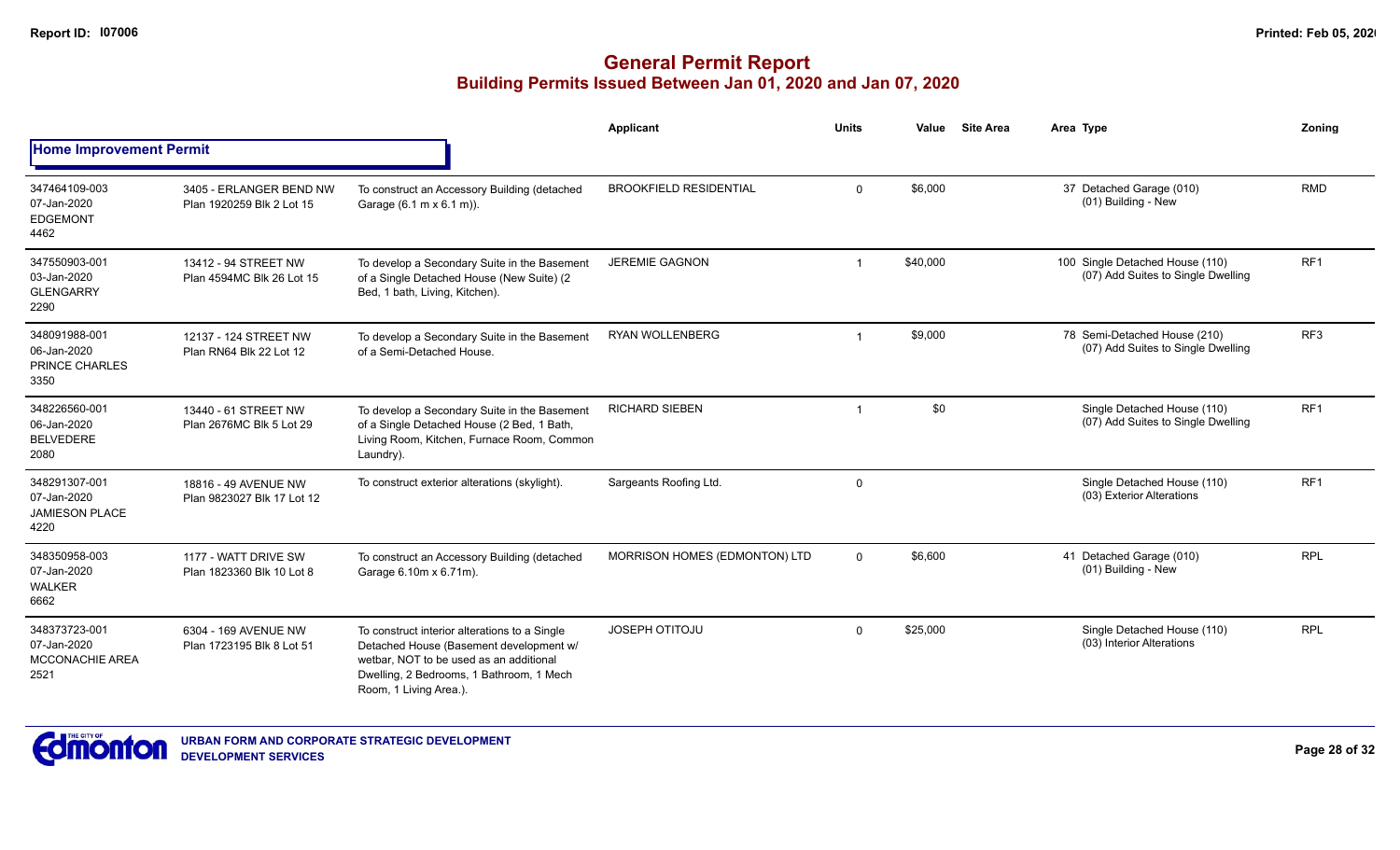# General Permit Report

## Building Permits Issued Between Jan 01, 2020 and Jan 07, 2020

### Home Improvement Permit

| | | | Applicant | Units | Value | Site Area | Area Type | Zoning |
|---|---|---|---|---|---|---|---|---|
| 347464109-003<br>07-Jan-2020<br>EDGEMONT<br>4462 | 3405 - ERLANGER BEND NW<br>Plan 1920259 Blk 2 Lot 15 | To construct an Accessory Building (detached Garage (6.1 m x 6.1 m)). | BROOKFIELD RESIDENTIAL | 0 | $6,000 | | 37 Detached Garage (010)<br>(01) Building - New | RMD |
| 347550903-001<br>03-Jan-2020<br>GLENGARRY<br>2290 | 13412 - 94 STREET NW<br>Plan 4594MC Blk 26 Lot 15 | To develop a Secondary Suite in the Basement of a Single Detached House (New Suite) (2 Bed, 1 bath, Living, Kitchen). | JEREMIE GAGNON | 1 | $40,000 | | 100 Single Detached House (110)<br>(07) Add Suites to Single Dwelling | RF1 |
| 348091988-001<br>06-Jan-2020<br>PRINCE CHARLES<br>3350 | 12137 - 124 STREET NW<br>Plan RN64 Blk 22 Lot 12 | To develop a Secondary Suite in the Basement of a Semi-Detached House. | RYAN WOLLENBERG | 1 | $9,000 | | 78 Semi-Detached House (210)<br>(07) Add Suites to Single Dwelling | RF3 |
| 348226560-001<br>06-Jan-2020<br>BELVEDERE<br>2080 | 13440 - 61 STREET NW<br>Plan 2676MC Blk 5 Lot 29 | To develop a Secondary Suite in the Basement of a Single Detached House (2 Bed, 1 Bath, Living Room, Kitchen, Furnace Room, Common Laundry). | RICHARD SIEBEN | 1 | $0 | | Single Detached House (110)<br>(07) Add Suites to Single Dwelling | RF1 |
| 348291307-001<br>07-Jan-2020<br>JAMIESON PLACE<br>4220 | 18816 - 49 AVENUE NW<br>Plan 9823027 Blk 17 Lot 12 | To construct exterior alterations (skylight). | Sargeants Roofing Ltd. | 0 | | | Single Detached House (110)<br>(03) Exterior Alterations | RF1 |
| 348350958-003<br>07-Jan-2020<br>WALKER<br>6662 | 1177 - WATT DRIVE SW<br>Plan 1823360 Blk 10 Lot 8 | To construct an Accessory Building (detached Garage 6.10m x 6.71m). | MORRISON HOMES (EDMONTON) LTD | 0 | $6,600 | | 41 Detached Garage (010)<br>(01) Building - New | RPL |
| 348373723-001<br>07-Jan-2020<br>MCCONACHIE AREA<br>2521 | 6304 - 169 AVENUE NW<br>Plan 1723195 Blk 8 Lot 51 | To construct interior alterations to a Single Detached House (Basement development w/ wetbar, NOT to be used as an additional Dwelling, 2 Bedrooms, 1 Bathroom, 1 Mech Room, 1 Living Area.). | JOSEPH OTITOJU | 0 | $25,000 | | Single Detached House (110)<br>(03) Interior Alterations | RPL |

URBAN FORM AND CORPORATE STRATEGIC DEVELOPMENT
DEVELOPMENT SERVICES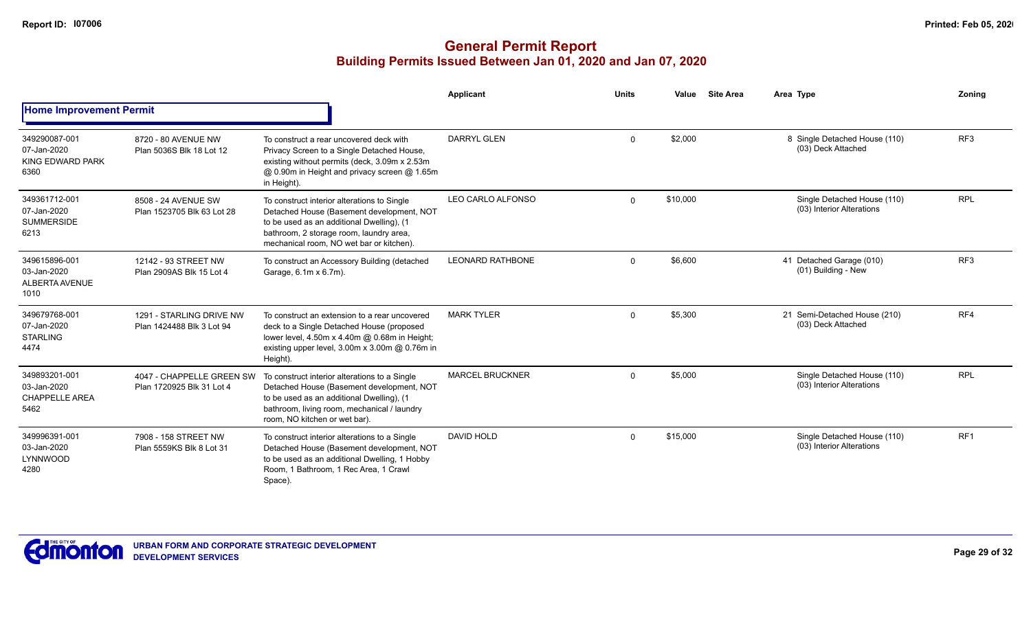# General Permit Report

## Building Permits Issued Between Jan 01, 2020 and Jan 07, 2020

| | | | Applicant | Units | Value | Site Area | Area Type | Zoning |
|---|---|---|---|---|---|---|---|---|
| **Home Improvement Permit** | | | | | | | | |
| 349290087-001 07-Jan-2020 KING EDWARD PARK 6360 | 8720 - 80 AVENUE NW Plan 5036S Blk 18 Lot 12 | To construct a rear uncovered deck with Privacy Screen to a Single Detached House, existing without permits (deck, 3.09m x 2.53m @ 0.90m in Height and privacy screen @ 1.65m in Height). | DARRYL GLEN | 0 | $2,000 | | 8 Single Detached House (110) (03) Deck Attached | RF3 |
| 349361712-001 07-Jan-2020 SUMMERSIDE 6213 | 8508 - 24 AVENUE SW Plan 1523705 Blk 63 Lot 28 | To construct interior alterations to Single Detached House (Basement development, NOT to be used as an additional Dwelling), (1 bathroom, 2 storage room, laundry area, mechanical room, NO wet bar or kitchen). | LEO CARLO ALFONSO | 0 | $10,000 | | Single Detached House (110) (03) Interior Alterations | RPL |
| 349615896-001 03-Jan-2020 ALBERTA AVENUE 1010 | 12142 - 93 STREET NW Plan 2909AS Blk 15 Lot 4 | To construct an Accessory Building (detached Garage, 6.1m x 6.7m). | LEONARD RATHBONE | 0 | $6,600 | | 41 Detached Garage (010) (01) Building - New | RF3 |
| 349679768-001 07-Jan-2020 STARLING 4474 | 1291 - STARLING DRIVE NW Plan 1424488 Blk 3 Lot 94 | To construct an extension to a rear uncovered deck to a Single Detached House (proposed lower level, 4.50m x 4.40m @ 0.68m in Height; existing upper level, 3.00m x 3.00m @ 0.76m in Height). | MARK TYLER | 0 | $5,300 | | 21 Semi-Detached House (210) (03) Deck Attached | RF4 |
| 349893201-001 03-Jan-2020 CHAPPELLE AREA 5462 | 4047 - CHAPPELLE GREEN SW Plan 1720925 Blk 31 Lot 4 | To construct interior alterations to a Single Detached House (Basement development, NOT to be used as an additional Dwelling), (1 bathroom, living room, mechanical / laundry room, NO kitchen or wet bar). | MARCEL BRUCKNER | 0 | $5,000 | | Single Detached House (110) (03) Interior Alterations | RPL |
| 349996391-001 03-Jan-2020 LYNNWOOD 4280 | 7908 - 158 STREET NW Plan 5559KS Blk 8 Lot 31 | To construct interior alterations to a Single Detached House (Basement development, NOT to be used as an additional Dwelling, 1 Hobby Room, 1 Bathroom, 1 Rec Area, 1 Crawl Space). | DAVID HOLD | 0 | $15,000 | | Single Detached House (110) (03) Interior Alterations | RF1 |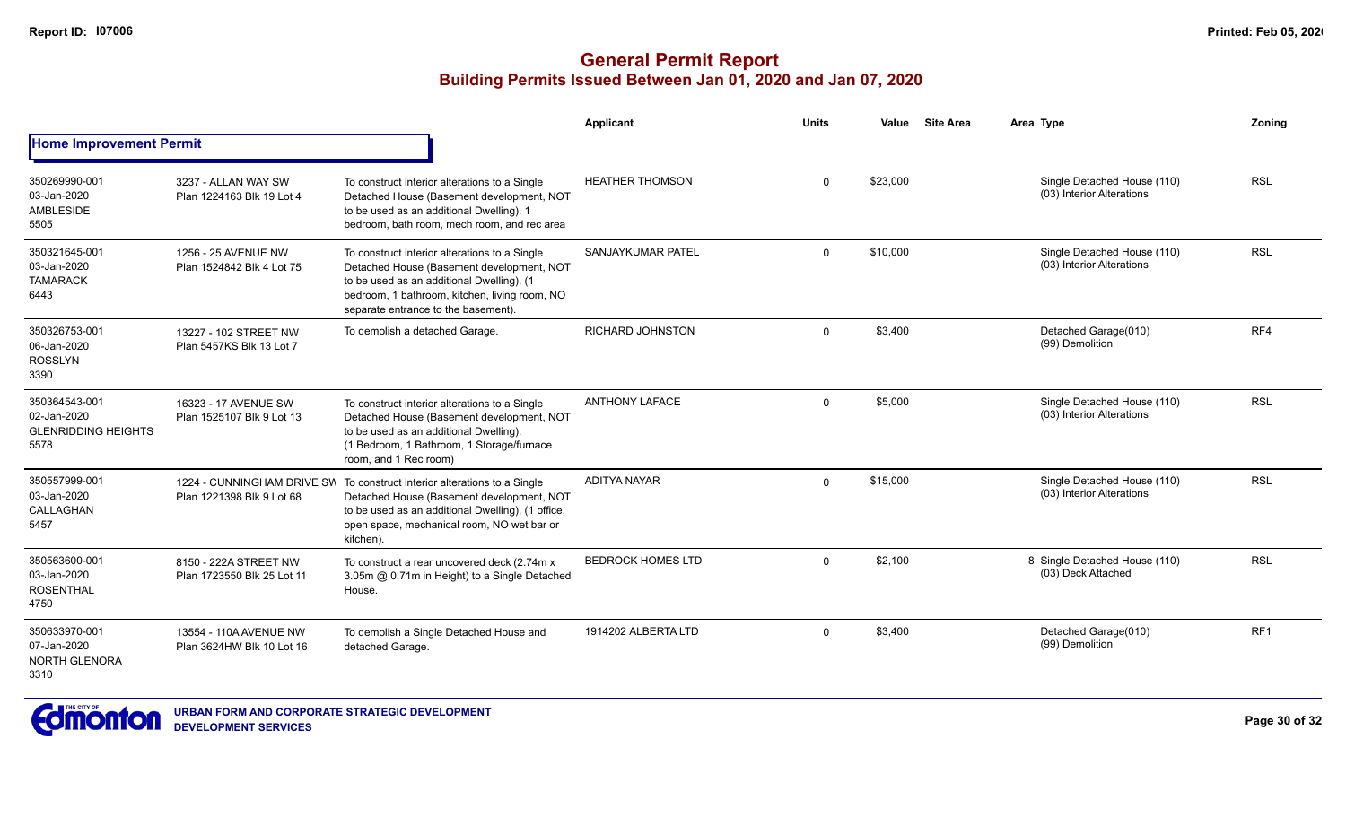# General Permit Report

## Building Permits Issued Between Jan 01, 2020 and Jan 07, 2020

### Home Improvement Permit

| | | | Applicant | Units | Value | Site Area | Area Type | Zoning |
|---|---|---|---|---|---|---|---|---|
| 350269990-001<br>03-Jan-2020<br>AMBLESIDE<br>5505 | 3237 - ALLAN WAY SW<br>Plan 1224163 Blk 19 Lot 4 | To construct interior alterations to a Single Detached House (Basement development, NOT to be used as an additional Dwelling). 1 bedroom, bath room, mech room, and rec area | HEATHER THOMSON | 0 | $23,000 | | Single Detached House (110)<br>(03) Interior Alterations | RSL |
| 350321645-001<br>03-Jan-2020<br>TAMARACK<br>6443 | 1256 - 25 AVENUE NW<br>Plan 1524842 Blk 4 Lot 75 | To construct interior alterations to a Single Detached House (Basement development, NOT to be used as an additional Dwelling), (1 bedroom, 1 bathroom, kitchen, living room, NO separate entrance to the basement). | SANJAYKUMAR PATEL | 0 | $10,000 | | Single Detached House (110)<br>(03) Interior Alterations | RSL |
| 350326753-001<br>06-Jan-2020<br>ROSSLYN<br>3390 | 13227 - 102 STREET NW<br>Plan 5457KS Blk 13 Lot 7 | To demolish a detached Garage. | RICHARD JOHNSTON | 0 | $3,400 | | Detached Garage(010)<br>(99) Demolition | RF4 |
| 350364543-001<br>02-Jan-2020<br>GLENRIDDING HEIGHTS<br>5578 | 16323 - 17 AVENUE SW<br>Plan 1525107 Blk 9 Lot 13 | To construct interior alterations to a Single Detached House (Basement development, NOT to be used as an additional Dwelling). (1 Bedroom, 1 Bathroom, 1 Storage/furnace room, and 1 Rec room) | ANTHONY LAFACE | 0 | $5,000 | | Single Detached House (110)<br>(03) Interior Alterations | RSL |
| 350557999-001<br>03-Jan-2020<br>CALLAGHAN<br>5457 | 1224 - CUNNINGHAM DRIVE SW<br>Plan 1221398 Blk 9 Lot 68 | To construct interior alterations to a Single Detached House (Basement development, NOT to be used as an additional Dwelling), (1 office, open space, mechanical room, NO wet bar or kitchen). | ADITYA NAYAR | 0 | $15,000 | | Single Detached House (110)<br>(03) Interior Alterations | RSL |
| 350563600-001<br>03-Jan-2020<br>ROSENTHAL<br>4750 | 8150 - 222A STREET NW<br>Plan 1723550 Blk 25 Lot 11 | To construct a rear uncovered deck (2.74m x 3.05m @ 0.71m in Height) to a Single Detached House. | BEDROCK HOMES LTD | 0 | $2,100 | 8 | Single Detached House (110)<br>(03) Deck Attached | RSL |
| 350633970-001<br>07-Jan-2020<br>NORTH GLENORA<br>3310 | 13554 - 110A AVENUE NW<br>Plan 3624HW Blk 10 Lot 16 | To demolish a Single Detached House and detached Garage. | 1914202 ALBERTA LTD | 0 | $3,400 | | Detached Garage(010)<br>(99) Demolition | RF1 |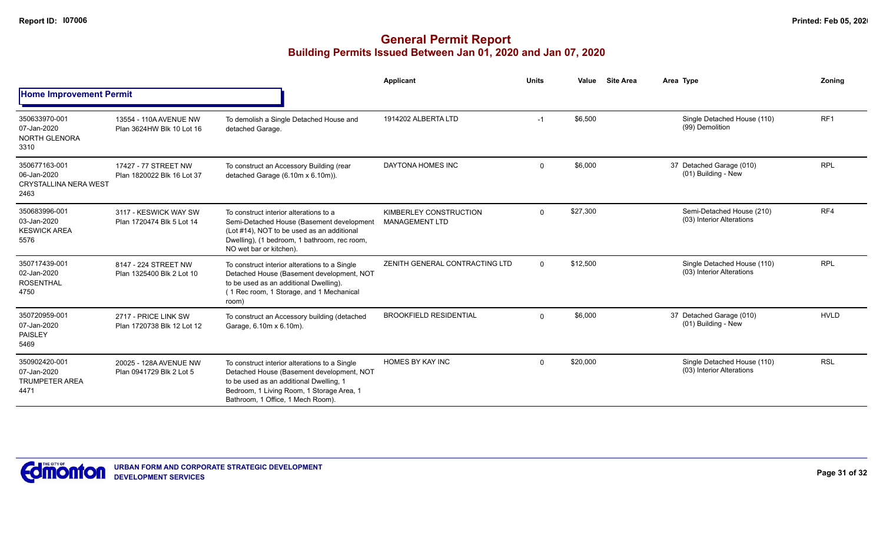# General Permit Report

## Building Permits Issued Between Jan 01, 2020 and Jan 07, 2020

| | | | Applicant | Units | Value | Site Area | Area | Type | Zoning |
|---|---|---|---|---|---|---|---|---|---|
| **Home Improvement Permit** | | | | | | | | | |
| 350633970-001 07-Jan-2020 NORTH GLENORA 3310 | 13554 - 110A AVENUE NW Plan 3624HW Blk 10 Lot 16 | To demolish a Single Detached House and detached Garage. | 1914202 ALBERTA LTD | -1 | $6,500 | | | Single Detached House (110) (99) Demolition | RF1 |
| 350677163-001 06-Jan-2020 CRYSTALLINA NERA WEST 2463 | 17427 - 77 STREET NW Plan 1820022 Blk 16 Lot 37 | To construct an Accessory Building (rear detached Garage (6.10m x 6.10m)). | DAYTONA HOMES INC | 0 | $6,000 | | 37 | Detached Garage (010) (01) Building - New | RPL |
| 350683996-001 03-Jan-2020 KESWICK AREA 5576 | 3117 - KESWICK WAY SW Plan 1720474 Blk 5 Lot 14 | To construct interior alterations to a Semi-Detached House (Basement development (Lot #14), NOT to be used as an additional Dwelling), (1 bedroom, 1 bathroom, rec room, NO wet bar or kitchen). | KIMBERLEY CONSTRUCTION MANAGEMENT LTD | 0 | $27,300 | | | Semi-Detached House (210) (03) Interior Alterations | RF4 |
| 350717439-001 02-Jan-2020 ROSENTHAL 4750 | 8147 - 224 STREET NW Plan 1325400 Blk 2 Lot 10 | To construct interior alterations to a Single Detached House (Basement development, NOT to be used as an additional Dwelling). ( 1 Rec room, 1 Storage, and 1 Mechanical room) | ZENITH GENERAL CONTRACTING LTD | 0 | $12,500 | | | Single Detached House (110) (03) Interior Alterations | RPL |
| 350720959-001 07-Jan-2020 PAISLEY 5469 | 2717 - PRICE LINK SW Plan 1720738 Blk 12 Lot 12 | To construct an Accessory building (detached Garage, 6.10m x 6.10m). | BROOKFIELD RESIDENTIAL | 0 | $6,000 | | 37 | Detached Garage (010) (01) Building - New | HVLD |
| 350902420-001 07-Jan-2020 TRUMPETER AREA 4471 | 20025 - 128A AVENUE NW Plan 0941729 Blk 2 Lot 5 | To construct interior alterations to a Single Detached House (Basement development, NOT to be used as an additional Dwelling, 1 Bedroom, 1 Living Room, 1 Storage Area, 1 Bathroom, 1 Office, 1 Mech Room). | HOMES BY KAY INC | 0 | $20,000 | | | Single Detached House (110) (03) Interior Alterations | RSL |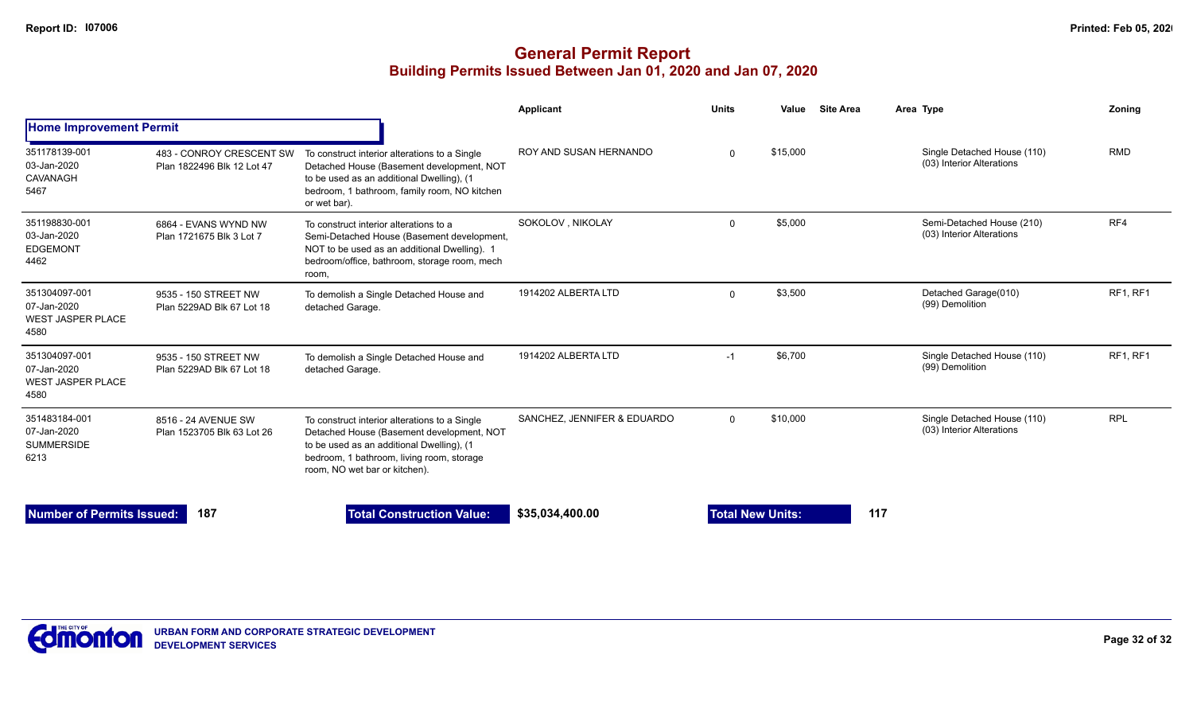# General Permit Report

## Building Permits Issued Between Jan 01, 2020 and Jan 07, 2020

| | | | Applicant | Units | Value | Site Area | Area Type | Zoning |
|---|---|---|---|---|---|---|---|---|
| **Home Improvement Permit** | | | | | | | | |
| 351178139-001 03-Jan-2020 CAVANAGH 5467 | 483 - CONROY CRESCENT SW Plan 1822496 Blk 12 Lot 47 | To construct interior alterations to a Single Detached House (Basement development, NOT to be used as an additional Dwelling), (1 bedroom, 1 bathroom, family room, NO kitchen or wet bar). | ROY AND SUSAN HERNANDO | 0 | $15,000 | | Single Detached House (110) (03) Interior Alterations | RMD |
| 351198830-001 03-Jan-2020 EDGEMONT 4462 | 6864 - EVANS WYND NW Plan 1721675 Blk 3 Lot 7 | To construct interior alterations to a Semi-Detached House (Basement development, NOT to be used as an additional Dwelling). 1 bedroom/office, bathroom, storage room, mech room, | SOKOLOV , NIKOLAY | 0 | $5,000 | | Semi-Detached House (210) (03) Interior Alterations | RF4 |
| 351304097-001 07-Jan-2020 WEST JASPER PLACE 4580 | 9535 - 150 STREET NW Plan 5229AD Blk 67 Lot 18 | To demolish a Single Detached House and detached Garage. | 1914202 ALBERTA LTD | 0 | $3,500 | | Detached Garage(010) (99) Demolition | RF1, RF1 |
| 351304097-001 07-Jan-2020 WEST JASPER PLACE 4580 | 9535 - 150 STREET NW Plan 5229AD Blk 67 Lot 18 | To demolish a Single Detached House and detached Garage. | 1914202 ALBERTA LTD | -1 | $6,700 | | Single Detached House (110) (99) Demolition | RF1, RF1 |
| 351483184-001 07-Jan-2020 SUMMERSIDE 6213 | 8516 - 24 AVENUE SW Plan 1523705 Blk 63 Lot 26 | To construct interior alterations to a Single Detached House (Basement development, NOT to be used as an additional Dwelling), (1 bedroom, 1 bathroom, living room, storage room, NO wet bar or kitchen). | SANCHEZ, JENNIFER & EDUARDO | 0 | $10,000 | | Single Detached House (110) (03) Interior Alterations | RPL |

**Number of Permits Issued:** 187 **Total Construction Value:** $35,034,400.00 **Total New Units:** 117

URBAN FORM AND CORPORATE STRATEGIC DEVELOPMENT
DEVELOPMENT SERVICES